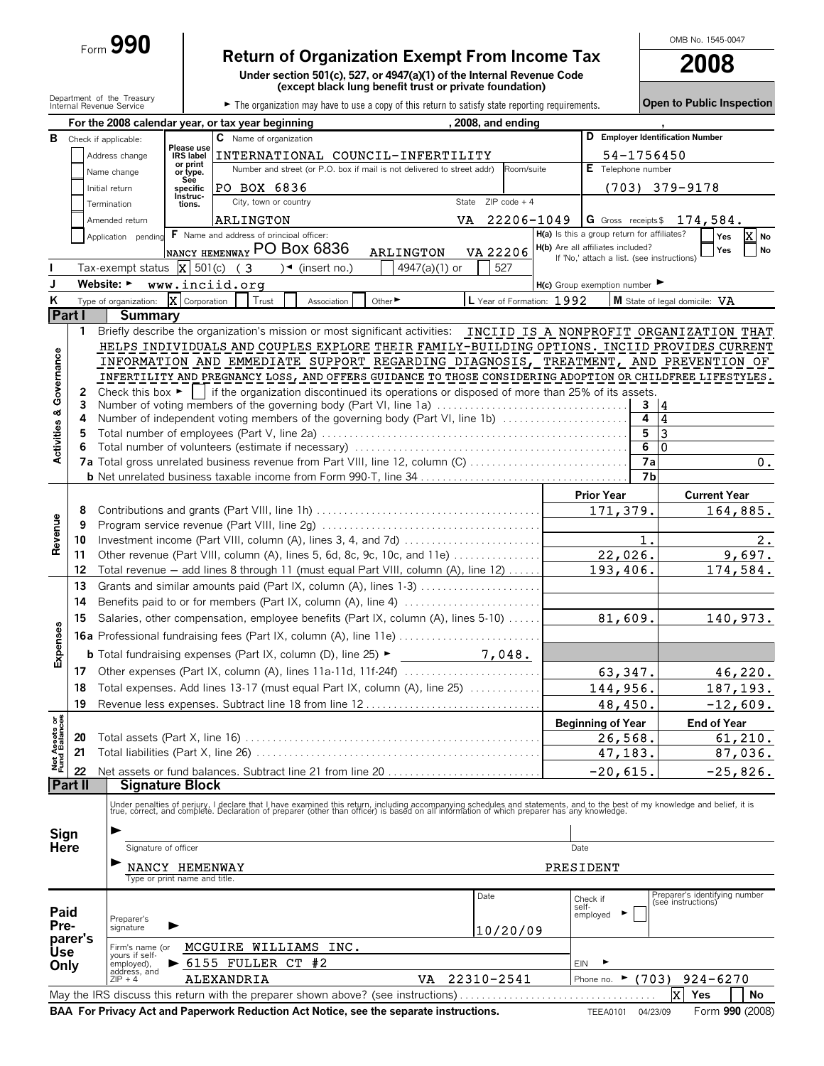Form **990**

# Return of Organization Exempt From Income Tax

**Under section 501(c), 527, or 4947(a)(1) of the Internal Revenue Code (except black lung benefit trust or private foundation)**

Department of the Treasury
Internal Revenue Service

► The organization may have to use a copy of this return to satisfy state reporting requirements.

OMB No. 1545-0047

**2008**

**Open to Public Inspection**

**A** For the 2008 calendar year, or tax year beginning , 2008, and ending ,

**B** Check if applicable:
- Address change
- Name change
- Initial return
- Termination
- Amended return
- Application pending

Please use IRS label or print or type. See specific Instructions.

**C** Name of organization: INTERNATIONAL COUNCIL-INFERTILITY

Number and street (or P.O. box if mail is not delivered to street addr) Room/suite: PO BOX 6836

City, town or country / State / ZIP code + 4: ARLINGTON VA 22206-1049

**D** Employer Identification Number: 54-1756450

**E** Telephone number: (703) 379-9178

**G** Gross receipts $ 174,584.

**F** Name and address of principal officer: NANCY HEMENWAY PO Box 6836 ARLINGTON VA 22206

**H(a)** Is this a group return for affiliates? Yes [ ] No [X]

**H(b)** Are all affiliates included? Yes [ ] No [ ] If 'No,' attach a list. (see instructions)

**I** Tax-exempt status [X] 501(c) ( 3 ) ◄ (insert no.) [ ] 4947(a)(1) or [ ] 527

**J** Website: ► www.inciid.org

**H(c)** Group exemption number ►

**K** Type of organization: [X] Corporation [ ] Trust [ ] Association [ ] Other ►

**L** Year of Formation: 1992

**M** State of legal domicile: VA

## Part I Summary

### Activities & Governance

1 Briefly describe the organization's mission or most significant activities: INCIID IS A NONPROFIT ORGANIZATION THAT HELPS INDIVIDUALS AND COUPLES EXPLORE THEIR FAMILY-BUILDING OPTIONS. INCIID PROVIDES CURRENT INFORMATION AND EMMEDIATE SUPPORT REGARDING DIAGNOSIS, TREATMENT, AND PREVENTION OF INFERTILITY AND PREGNANCY LOSS, AND OFFERS GUIDANCE TO THOSE CONSIDERING ADOPTION OR CHILDFREE LIFESTYLES.

2 Check this box ► [ ] if the organization discontinued its operations or disposed of more than 25% of its assets.

| | | | |
|---|---|---|---|
| 3 | Number of voting members of the governing body (Part VI, line 1a) | 3 | 4 |
| 4 | Number of independent voting members of the governing body (Part VI, line 1b) | 4 | 4 |
| 5 | Total number of employees (Part V, line 2a) | 5 | 3 |
| 6 | Total number of volunteers (estimate if necessary) | 6 | 0 |
| 7a | Total gross unrelated business revenue from Part VIII, line 12, column (C) | 7a | 0. |
| b | Net unrelated business taxable income from Form 990-T, line 34 | 7b | |

### Revenue / Expenses

| | | Prior Year | Current Year |
|---|---|---|---|
| 8 | Contributions and grants (Part VIII, line 1h) | 171,379. | 164,885. |
| 9 | Program service revenue (Part VIII, line 2g) | | |
| 10 | Investment income (Part VIII, column (A), lines 3, 4, and 7d) | 1. | 2. |
| 11 | Other revenue (Part VIII, column (A), lines 5, 6d, 8c, 9c, 10c, and 11e) | 22,026. | 9,697. |
| 12 | Total revenue — add lines 8 through 11 (must equal Part VIII, column (A), line 12) | 193,406. | 174,584. |
| 13 | Grants and similar amounts paid (Part IX, column (A), lines 1-3) | | |
| 14 | Benefits paid to or for members (Part IX, column (A), line 4) | | |
| 15 | Salaries, other compensation, employee benefits (Part IX, column (A), lines 5-10) | 81,609. | 140,973. |
| 16a | Professional fundraising fees (Part IX, column (A), line 11e) | | |
| b | Total fundraising expenses (Part IX, column (D), line 25) ► 7,048. | | |
| 17 | Other expenses (Part IX, column (A), lines 11a-11d, 11f-24f) | 63,347. | 46,220. |
| 18 | Total expenses. Add lines 13-17 (must equal Part IX, column (A), line 25) | 144,956. | 187,193. |
| 19 | Revenue less expenses. Subtract line 18 from line 12 | 48,450. | -12,609. |

### Net Assets or Fund Balances

| | | Beginning of Year | End of Year |
|---|---|---|---|
| 20 | Total assets (Part X, line 16) | 26,568. | 61,210. |
| 21 | Total liabilities (Part X, line 26) | 47,183. | 87,036. |
| 22 | Net assets or fund balances. Subtract line 21 from line 20 | -20,615. | -25,826. |

## Part II Signature Block

Under penalties of perjury, I declare that I have examined this return, including accompanying schedules and statements, and to the best of my knowledge and belief, it is true, correct, and complete. Declaration of preparer (other than officer) is based on all information of which preparer has any knowledge.

**Sign Here**

► Signature of officer — Date

► NANCY HEMENWAY — PRESIDENT
Type or print name and title.

**Paid Preparer's Use Only**

Preparer's signature ► — Date: 10/20/09 — Check if self-employed ► [ ] — Preparer's identifying number (see instructions)

Firm's name (or yours if self-employed), address, and ZIP + 4: MCGUIRE WILLIAMS INC. ► 6155 FULLER CT #2 ALEXANDRIA VA 22310-2541

EIN ►

Phone no. ► (703) 924-6270

May the IRS discuss this return with the preparer shown above? (see instructions) [X] Yes [ ] No

**BAA For Privacy Act and Paperwork Reduction Act Notice, see the separate instructions.** TEEA0101 04/23/09 Form **990** (2008)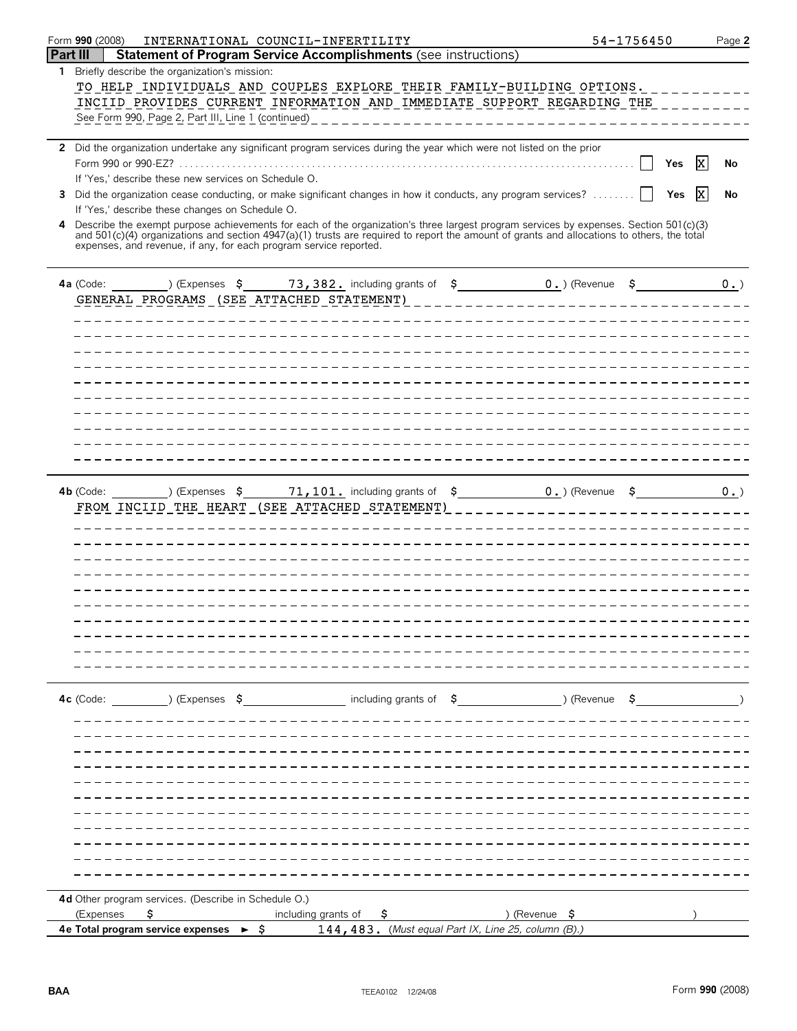Form **990** (2008) INTERNATIONAL COUNCIL-INFERTILITY 54-1756450

## Part III Statement of Program Service Accomplishments (see instructions)

**1** Briefly describe the organization's mission:

TO HELP INDIVIDUALS AND COUPLES EXPLORE THEIR FAMILY-BUILDING OPTIONS. INCIID PROVIDES CURRENT INFORMATION AND IMMEDIATE SUPPORT REGARDING THE

See Form 990, Page 2, Part III, Line 1 (continued)

**2** Did the organization undertake any significant program services during the year which were not listed on the prior Form 990 or 990-EZ? ☐ Yes ☒ No

If 'Yes,' describe these new services on Schedule O.

**3** Did the organization cease conducting, or make significant changes in how it conducts, any program services? ☐ Yes ☒ No

If 'Yes,' describe these changes on Schedule O.

**4** Describe the exempt purpose achievements for each of the organization's three largest program services by expenses. Section 501(c)(3) and 501(c)(4) organizations and section 4947(a)(1) trusts are required to report the amount of grants and allocations to others, the total expenses, and revenue, if any, for each program service reported.

**4a** (Code: ) (Expenses $ 73,382. including grants of $ 0.) (Revenue $ 0.)

GENERAL PROGRAMS (SEE ATTACHED STATEMENT)

**4b** (Code: ) (Expenses $ 71,101. including grants of $ 0.) (Revenue $ 0.)

FROM INCIID THE HEART (SEE ATTACHED STATEMENT)

**4c** (Code: ) (Expenses $ including grants of $ ) (Revenue $ )

**4d** Other program services. (Describe in Schedule O.)

(Expenses $ including grants of $ ) (Revenue $ )

**4e Total program service expenses** ► $ 144,483. *(Must equal Part IX, Line 25, column (B).)*

BAA TEEA0102 12/24/08 Form **990** (2008)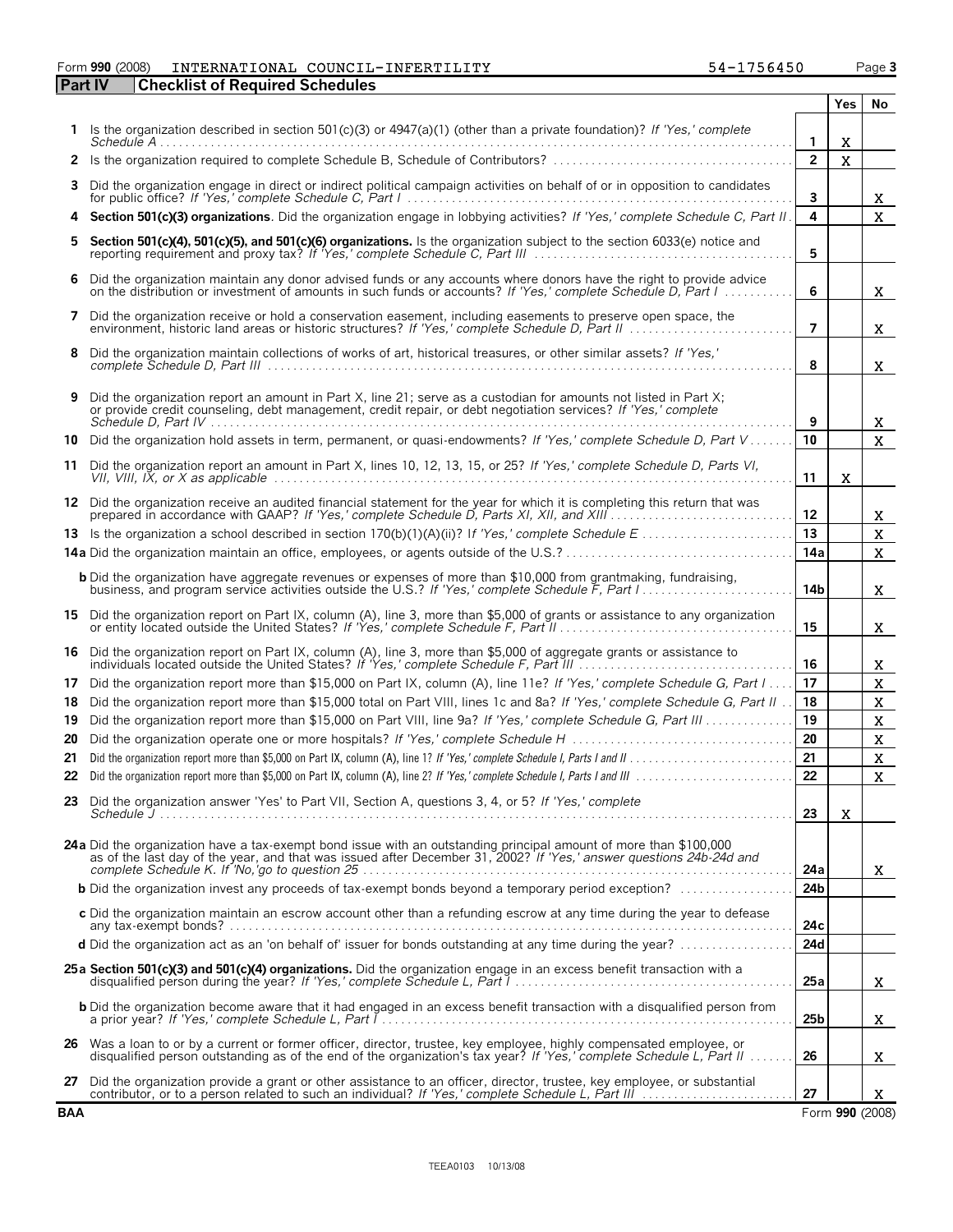Form **990** (2008) INTERNATIONAL COUNCIL-INFERTILITY 54-1756450 Page **3**

## Part IV Checklist of Required Schedules

| | | | Yes | No |
|---|---|---|---|---|
| **1** | Is the organization described in section 501(c)(3) or 4947(a)(1) (other than a private foundation)? *If 'Yes,' complete Schedule A* | **1** | X | |
| **2** | Is the organization required to complete Schedule B, Schedule of Contributors? | **2** | X | |
| **3** | Did the organization engage in direct or indirect political campaign activities on behalf of or in opposition to candidates for public office? *If 'Yes,' complete Schedule C, Part I* | **3** | | X |
| **4** | **Section 501(c)(3) organizations**. Did the organization engage in lobbying activities? *If 'Yes,' complete Schedule C, Part II* | **4** | | X |
| **5** | **Section 501(c)(4), 501(c)(5), and 501(c)(6) organizations.** Is the organization subject to the section 6033(e) notice and reporting requirement and proxy tax? *If 'Yes,' complete Schedule C, Part III* | **5** | | |
| **6** | Did the organization maintain any donor advised funds or any accounts where donors have the right to provide advice on the distribution or investment of amounts in such funds or accounts? *If 'Yes,' complete Schedule D, Part I* | **6** | | X |
| **7** | Did the organization receive or hold a conservation easement, including easements to preserve open space, the environment, historic land areas or historic structures? *If 'Yes,' complete Schedule D, Part II* | **7** | | X |
| **8** | Did the organization maintain collections of works of art, historical treasures, or other similar assets? *If 'Yes,' complete Schedule D, Part III* | **8** | | X |
| **9** | Did the organization report an amount in Part X, line 21; serve as a custodian for amounts not listed in Part X; or provide credit counseling, debt management, credit repair, or debt negotiation services? *If 'Yes,' complete Schedule D, Part IV* | **9** | | X |
| **10** | Did the organization hold assets in term, permanent, or quasi-endowments? *If 'Yes,' complete Schedule D, Part V* | **10** | | X |
| **11** | Did the organization report an amount in Part X, lines 10, 12, 13, 15, or 25? *If 'Yes,' complete Schedule D, Parts VI, VII, VIII, IX, or X as applicable* | **11** | X | |
| **12** | Did the organization receive an audited financial statement for the year for which it is completing this return that was prepared in accordance with GAAP? *If 'Yes,' complete Schedule D, Parts XI, XII, and XIII* | **12** | | X |
| **13** | Is the organization a school described in section 170(b)(1)(A)(ii)? *If 'Yes,' complete Schedule E* | **13** | | X |
| **14a** | Did the organization maintain an office, employees, or agents outside of the U.S.? | **14a** | | X |
| **b** | Did the organization have aggregate revenues or expenses of more than $10,000 from grantmaking, fundraising, business, and program service activities outside the U.S.? *If 'Yes,' complete Schedule F, Part I* | **14b** | | X |
| **15** | Did the organization report on Part IX, column (A), line 3, more than $5,000 of grants or assistance to any organization or entity located outside the United States? *If 'Yes,' complete Schedule F, Part II* | **15** | | X |
| **16** | Did the organization report on Part IX, column (A), line 3, more than $5,000 of aggregate grants or assistance to individuals located outside the United States? *If 'Yes,' complete Schedule F, Part III* | **16** | | X |
| **17** | Did the organization report more than $15,000 on Part IX, column (A), line 11e? *If 'Yes,' complete Schedule G, Part I* | **17** | | X |
| **18** | Did the organization report more than $15,000 total on Part VIII, lines 1c and 8a? *If 'Yes,' complete Schedule G, Part II* | **18** | | X |
| **19** | Did the organization report more than $15,000 on Part VIII, line 9a? *If 'Yes,' complete Schedule G, Part III* | **19** | | X |
| **20** | Did the organization operate one or more hospitals? *If 'Yes,' complete Schedule H* | **20** | | X |
| **21** | Did the organization report more than $5,000 on Part IX, column (A), line 1? *If 'Yes,' complete Schedule I, Parts I and II* | **21** | | X |
| **22** | Did the organization report more than $5,000 on Part IX, column (A), line 2? *If 'Yes,' complete Schedule I, Parts I and III* | **22** | | X |
| **23** | Did the organization answer 'Yes' to Part VII, Section A, questions 3, 4, or 5? *If 'Yes,' complete Schedule J* | **23** | X | |
| **24a** | Did the organization have a tax-exempt bond issue with an outstanding principal amount of more than $100,000 as of the last day of the year, and that was issued after December 31, 2002? *If 'Yes,' answer questions 24b-24d and complete Schedule K. If 'No,'go to question 25* | **24a** | | X |
| **b** | Did the organization invest any proceeds of tax-exempt bonds beyond a temporary period exception? | **24b** | | |
| **c** | Did the organization maintain an escrow account other than a refunding escrow at any time during the year to defease any tax-exempt bonds? | **24c** | | |
| **d** | Did the organization act as an 'on behalf of' issuer for bonds outstanding at any time during the year? | **24d** | | |
| **25a** | **Section 501(c)(3) and 501(c)(4) organizations.** Did the organization engage in an excess benefit transaction with a disqualified person during the year? *If 'Yes,' complete Schedule L, Part I* | **25a** | | X |
| **b** | Did the organization become aware that it had engaged in an excess benefit transaction with a disqualified person from a prior year? *If 'Yes,' complete Schedule L, Part I* | **25b** | | X |
| **26** | Was a loan to or by a current or former officer, director, trustee, key employee, highly compensated employee, or disqualified person outstanding as of the end of the organization's tax year? *If 'Yes,' complete Schedule L, Part II* | **26** | | X |
| **27** | Did the organization provide a grant or other assistance to an officer, director, trustee, key employee, or substantial contributor, or to a person related to such an individual? *If 'Yes,' complete Schedule L, Part III* | **27** | | X |

**BAA** Form **990** (2008)

TEEA0103 10/13/08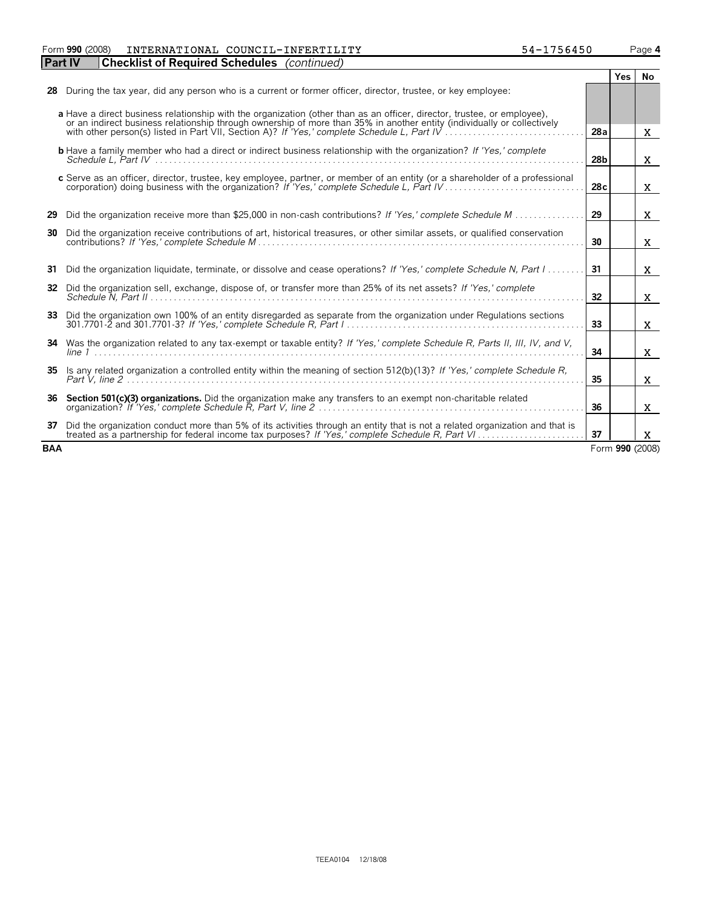Form **990** (2008) INTERNATIONAL COUNCIL-INFERTILITY 54-1756450 Page **4**

## Part IV Checklist of Required Schedules *(continued)*

| | | | Yes | No |
|---|---|---|---|---|
| **28** | During the tax year, did any person who is a current or former officer, director, trustee, or key employee: | | | |
| | **a** Have a direct business relationship with the organization (other than as an officer, director, trustee, or employee), or an indirect business relationship through ownership of more than 35% in another entity (individually or collectively with other person(s) listed in Part VII, Section A)? *If 'Yes,' complete Schedule L, Part IV* | **28a** | | X |
| | **b** Have a family member who had a direct or indirect business relationship with the organization? *If 'Yes,' complete Schedule L, Part IV* | **28b** | | X |
| | **c** Serve as an officer, director, trustee, key employee, partner, or member of an entity (or a shareholder of a professional corporation) doing business with the organization? *If 'Yes,' complete Schedule L, Part IV* | **28c** | | X |
| **29** | Did the organization receive more than $25,000 in non-cash contributions? *If 'Yes,' complete Schedule M* | **29** | | X |
| **30** | Did the organization receive contributions of art, historical treasures, or other similar assets, or qualified conservation contributions? *If 'Yes,' complete Schedule M* | **30** | | X |
| **31** | Did the organization liquidate, terminate, or dissolve and cease operations? *If 'Yes,' complete Schedule N, Part I* | **31** | | X |
| **32** | Did the organization sell, exchange, dispose of, or transfer more than 25% of its net assets? *If 'Yes,' complete Schedule N, Part II* | **32** | | X |
| **33** | Did the organization own 100% of an entity disregarded as separate from the organization under Regulations sections 301.7701-2 and 301.7701-3? *If 'Yes,' complete Schedule R, Part I* | **33** | | X |
| **34** | Was the organization related to any tax-exempt or taxable entity? *If 'Yes,' complete Schedule R, Parts II, III, IV, and V, line 1* | **34** | | X |
| **35** | Is any related organization a controlled entity within the meaning of section 512(b)(13)? *If 'Yes,' complete Schedule R, Part V, line 2* | **35** | | X |
| **36** | **Section 501(c)(3) organizations.** Did the organization make any transfers to an exempt non-charitable related organization? *If 'Yes,' complete Schedule R, Part V, line 2* | **36** | | X |
| **37** | Did the organization conduct more than 5% of its activities through an entity that is not a related organization and that is treated as a partnership for federal income tax purposes? *If 'Yes,' complete Schedule R, Part VI* | **37** | | X |

**BAA** Form **990** (2008)

TEEA0104 12/18/08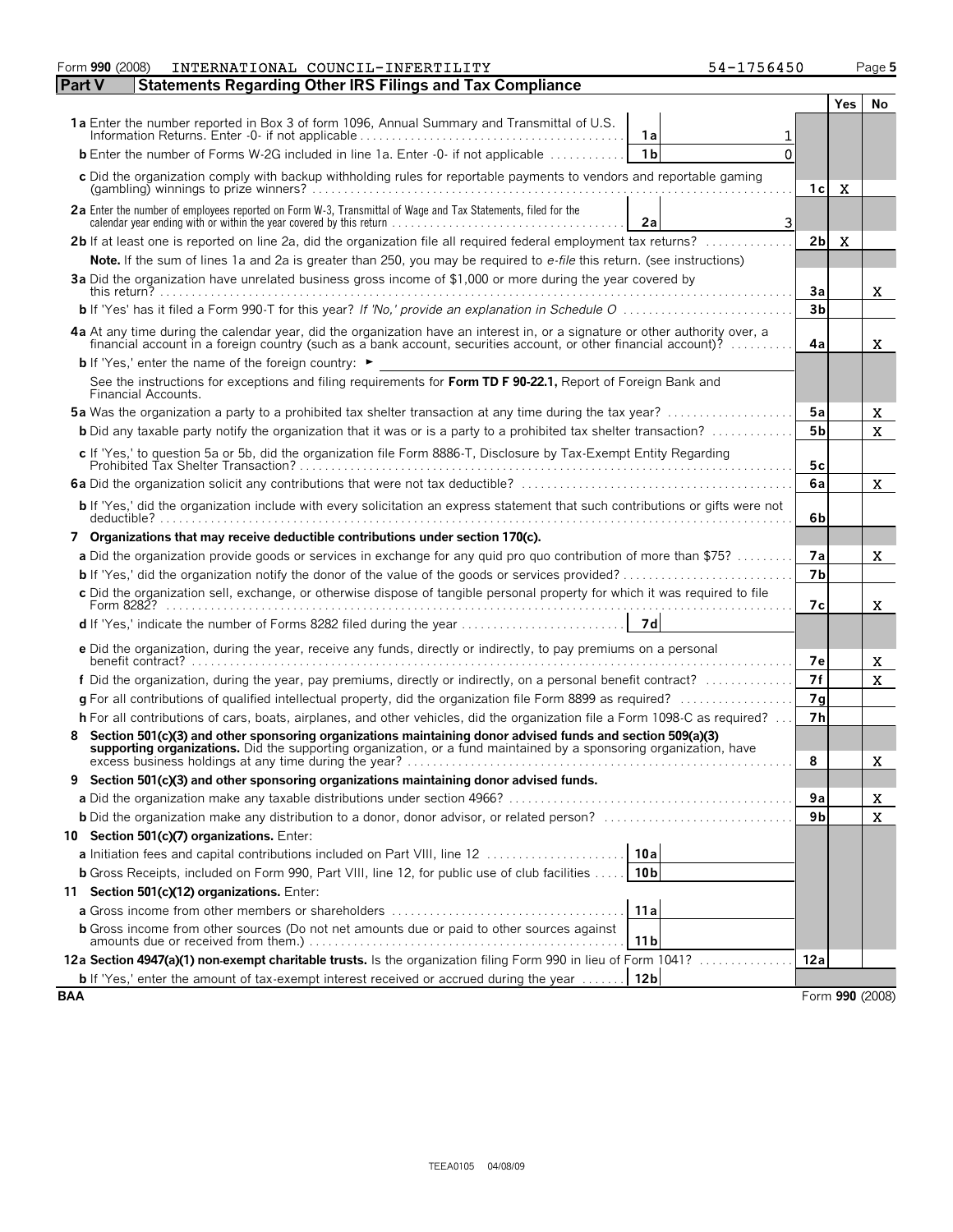Form 990 (2008) INTERNATIONAL COUNCIL-INFERTILITY 54-1756450

## Part V Statements Regarding Other IRS Filings and Tax Compliance

| | | | | Yes | No |
|---|---|---|---|---|---|
| **1a** Enter the number reported in Box 3 of form 1096, Annual Summary and Transmittal of U.S. Information Returns. Enter -0- if not applicable | 1a | 1 | | | |
| **b** Enter the number of Forms W-2G included in line 1a. Enter -0- if not applicable | 1b | 0 | | | |
| **c** Did the organization comply with backup withholding rules for reportable payments to vendors and reportable gaming (gambling) winnings to prize winners? | | | 1c | X | |
| **2a** Enter the number of employees reported on Form W-3, Transmittal of Wage and Tax Statements, filed for the calendar year ending with or within the year covered by this return | 2a | 3 | | | |
| **2b** If at least one is reported on line 2a, did the organization file all required federal employment tax returns? | | | 2b | X | |
| **Note.** If the sum of lines 1a and 2a is greater than 250, you may be required to *e-file* this return. (see instructions) | | | | | |
| **3a** Did the organization have unrelated business gross income of $1,000 or more during the year covered by this return? | | | 3a | | X |
| **b** If 'Yes' has it filed a Form 990-T for this year? *If 'No,' provide an explanation in Schedule O* | | | 3b | | |
| **4a** At any time during the calendar year, did the organization have an interest in, or a signature or other authority over, a financial account in a foreign country (such as a bank account, securities account, or other financial account)? | | | 4a | | X |
| **b** If 'Yes,' enter the name of the foreign country: ► | | | | | |
| See the instructions for exceptions and filing requirements for **Form TD F 90-22.1,** Report of Foreign Bank and Financial Accounts. | | | | | |
| **5a** Was the organization a party to a prohibited tax shelter transaction at any time during the tax year? | | | 5a | | X |
| **b** Did any taxable party notify the organization that it was or is a party to a prohibited tax shelter transaction? | | | 5b | | X |
| **c** If 'Yes,' to question 5a or 5b, did the organization file Form 8886-T, Disclosure by Tax-Exempt Entity Regarding Prohibited Tax Shelter Transaction? | | | 5c | | |
| **6a** Did the organization solicit any contributions that were not tax deductible? | | | 6a | | X |
| **b** If 'Yes,' did the organization include with every solicitation an express statement that such contributions or gifts were not deductible? | | | 6b | | |
| **7 Organizations that may receive deductible contributions under section 170(c).** | | | | | |
| **a** Did the organization provide goods or services in exchange for any quid pro quo contribution of more than $75? | | | 7a | | X |
| **b** If 'Yes,' did the organization notify the donor of the value of the goods or services provided? | | | 7b | | |
| **c** Did the organization sell, exchange, or otherwise dispose of tangible personal property for which it was required to file Form 8282? | | | 7c | | X |
| **d** If 'Yes,' indicate the number of Forms 8282 filed during the year | 7d | | | | |
| **e** Did the organization, during the year, receive any funds, directly or indirectly, to pay premiums on a personal benefit contract? | | | 7e | | X |
| **f** Did the organization, during the year, pay premiums, directly or indirectly, on a personal benefit contract? | | | 7f | | X |
| **g** For all contributions of qualified intellectual property, did the organization file Form 8899 as required? | | | 7g | | |
| **h** For all contributions of cars, boats, airplanes, and other vehicles, did the organization file a Form 1098-C as required? | | | 7h | | |
| **8 Section 501(c)(3) and other sponsoring organizations maintaining donor advised funds and section 509(a)(3) supporting organizations.** Did the supporting organization, or a fund maintained by a sponsoring organization, have excess business holdings at any time during the year? | | | 8 | | X |
| **9 Section 501(c)(3) and other sponsoring organizations maintaining donor advised funds.** | | | | | |
| **a** Did the organization make any taxable distributions under section 4966? | | | 9a | | X |
| **b** Did the organization make any distribution to a donor, donor advisor, or related person? | | | 9b | | X |
| **10 Section 501(c)(7) organizations.** Enter: | | | | | |
| **a** Initiation fees and capital contributions included on Part VIII, line 12 | 10a | | | | |
| **b** Gross Receipts, included on Form 990, Part VIII, line 12, for public use of club facilities | 10b | | | | |
| **11 Section 501(c)(12) organizations.** Enter: | | | | | |
| **a** Gross income from other members or shareholders | 11a | | | | |
| **b** Gross income from other sources (Do not net amounts due or paid to other sources against amounts due or received from them.) | 11b | | | | |
| **12a Section 4947(a)(1) non-exempt charitable trusts.** Is the organization filing Form 990 in lieu of Form 1041? | | | 12a | | |
| **b** If 'Yes,' enter the amount of tax-exempt interest received or accrued during the year | 12b | | | | |

BAA Form **990** (2008)

TEEA0105 04/08/09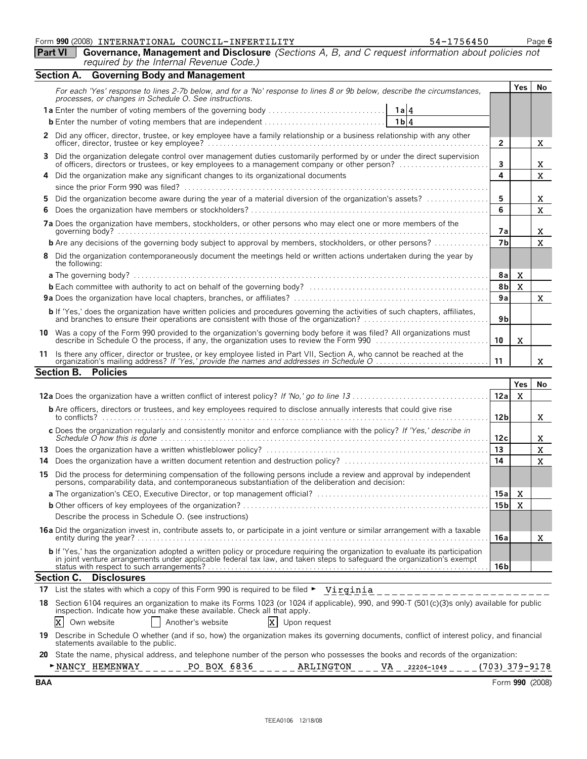Form **990** (2008) INTERNATIONAL COUNCIL-INFERTILITY 54-1756450

**Part VI** **Governance, Management and Disclosure** *(Sections A, B, and C request information about policies not required by the Internal Revenue Code.)*

## Section A. Governing Body and Management

*For each 'Yes' response to lines 2-7b below, and for a 'No' response to lines 8 or 9b below, describe the circumstances, processes, or changes in Schedule O. See instructions.*

| | | | Yes | No |
|---|---|---|---|---|
| **1a** | Enter the number of voting members of the governing body . . . **1a** 4 | | | |
| **b** | Enter the number of voting members that are independent . . . **1b** 4 | | | |
| **2** | Did any officer, director, trustee, or key employee have a family relationship or a business relationship with any other officer, director, trustee or key employee? | **2** | | X |
| **3** | Did the organization delegate control over management duties customarily performed by or under the direct supervision of officers, directors or trustees, or key employees to a management company or other person? | **3** | | X |
| **4** | Did the organization make any significant changes to its organizational documents since the prior Form 990 was filed? | **4** | | X |
| **5** | Did the organization become aware during the year of a material diversion of the organization's assets? | **5** | | X |
| **6** | Does the organization have members or stockholders? | **6** | | X |
| **7a** | Does the organization have members, stockholders, or other persons who may elect one or more members of the governing body? | **7a** | | X |
| **b** | Are any decisions of the governing body subject to approval by members, stockholders, or other persons? | **7b** | | X |
| **8** | Did the organization contemporaneously document the meetings held or written actions undertaken during the year by the following: | | | |
| **a** | The governing body? | **8a** | X | |
| **b** | Each committee with authority to act on behalf of the governing body? | **8b** | X | |
| **9a** | Does the organization have local chapters, branches, or affiliates? | **9a** | | X |
| **b** | If 'Yes,' does the organization have written policies and procedures governing the activities of such chapters, affiliates, and branches to ensure their operations are consistent with those of the organization? | **9b** | | |
| **10** | Was a copy of the Form 990 provided to the organization's governing body before it was filed? All organizations must describe in Schedule O the process, if any, the organization uses to review the Form 990 | **10** | X | |
| **11** | Is there any officer, director or trustee, or key employee listed in Part VII, Section A, who cannot be reached at the organization's mailing address? *If 'Yes,' provide the names and addresses in Schedule O* | **11** | | X |

## Section B. Policies

| | | | Yes | No |
|---|---|---|---|---|
| **12a** | Does the organization have a written conflict of interest policy? *If 'No,' go to line 13* | **12a** | X | |
| **b** | Are officers, directors or trustees, and key employees required to disclose annually interests that could give rise to conflicts? | **12b** | | X |
| **c** | Does the organization regularly and consistently monitor and enforce compliance with the policy? *If 'Yes,' describe in Schedule O how this is done* | **12c** | | X |
| **13** | Does the organization have a written whistleblower policy? | **13** | | X |
| **14** | Does the organization have a written document retention and destruction policy? | **14** | | X |
| **15** | Did the process for determining compensation of the following persons include a review and approval by independent persons, comparability data, and contemporaneous substantiation of the deliberation and decision: | | | |
| **a** | The organization's CEO, Executive Director, or top management official? | **15a** | X | |
| **b** | Other officers of key employees of the organization? | **15b** | X | |
| | Describe the process in Schedule O. (see instructions) | | | |
| **16a** | Did the organization invest in, contribute assets to, or participate in a joint venture or similar arrangement with a taxable entity during the year? | **16a** | | X |
| **b** | If 'Yes,' has the organization adopted a written policy or procedure requiring the organization to evaluate its participation in joint venture arrangements under applicable federal tax law, and taken steps to safeguard the organization's exempt status with respect to such arrangements? | **16b** | | |

## Section C. Disclosures

**17** List the states with which a copy of this Form 990 is required to be filed ► Virginia

**18** Section 6104 requires an organization to make its Forms 1023 (or 1024 if applicable), 990, and 990-T (501(c)(3)s only) available for public inspection. Indicate how you make these available. Check all that apply.

[X] Own website  [ ] Another's website  [X] Upon request

**19** Describe in Schedule O whether (and if so, how) the organization makes its governing documents, conflict of interest policy, and financial statements available to the public.

**20** State the name, physical address, and telephone number of the person who possesses the books and records of the organization:

► NANCY HEMENWAY PO BOX 6836 ARLINGTON VA 22206-1049 (703) 379-9178

BAA Form **990** (2008)

TEEA0106 12/18/08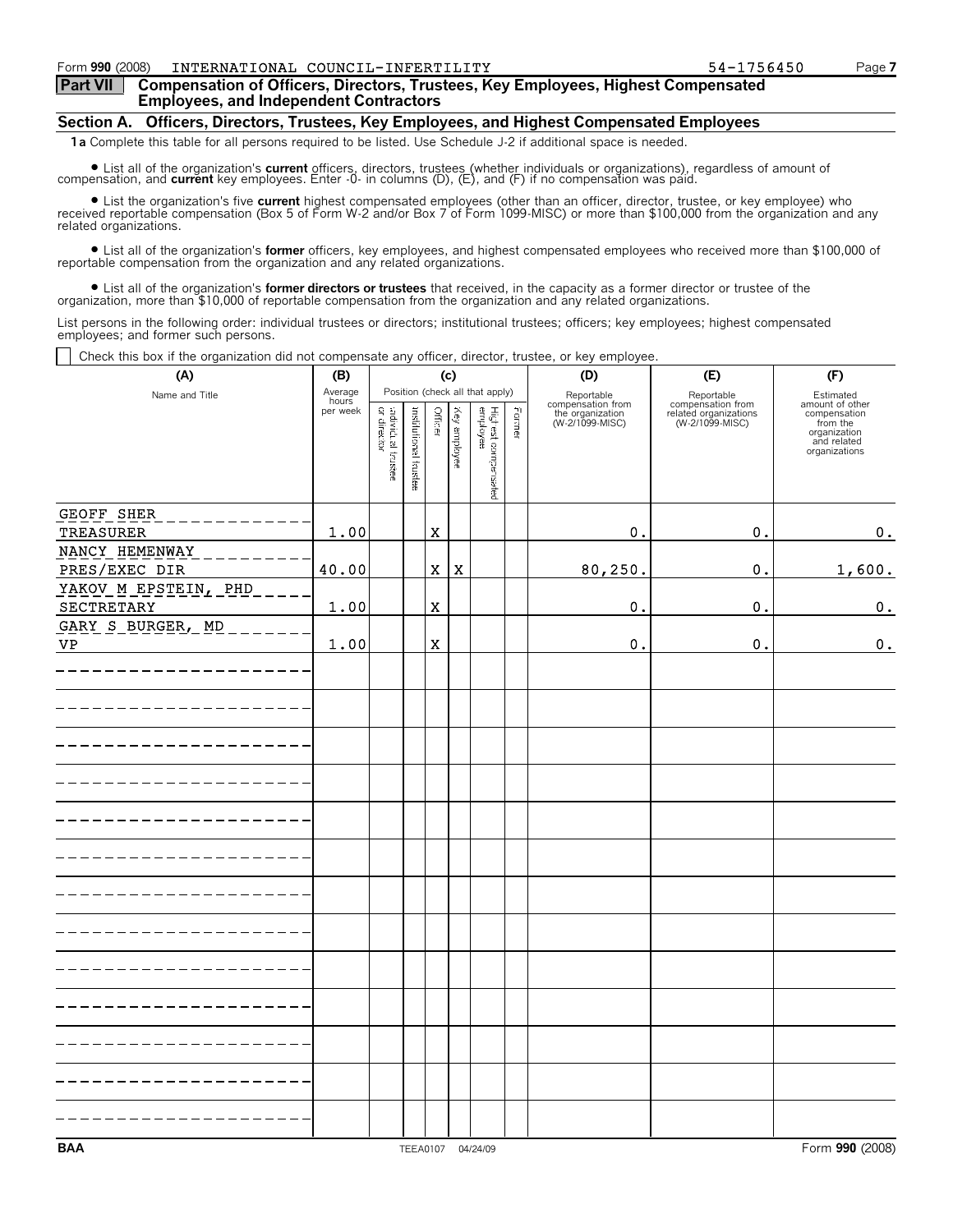Form **990** (2008) INTERNATIONAL COUNCIL-INFERTILITY 54-1756450

**Part VII Compensation of Officers, Directors, Trustees, Key Employees, Highest Compensated Employees, and Independent Contractors**

**Section A. Officers, Directors, Trustees, Key Employees, and Highest Compensated Employees**

**1a** Complete this table for all persons required to be listed. Use Schedule J-2 if additional space is needed.

- List all of the organization's **current** officers, directors, trustees (whether individuals or organizations), regardless of amount of compensation, and **current** key employees. Enter -0- in columns (D), (E), and (F) if no compensation was paid.

- List the organization's five **current** highest compensated employees (other than an officer, director, trustee, or key employee) who received reportable compensation (Box 5 of Form W-2 and/or Box 7 of Form 1099-MISC) or more than $100,000 from the organization and any related organizations.

- List all of the organization's **former** officers, key employees, and highest compensated employees who received more than $100,000 of reportable compensation from the organization and any related organizations.

- List all of the organization's **former directors or trustees** that received, in the capacity as a former director or trustee of the organization, more than $10,000 of reportable compensation from the organization and any related organizations.

List persons in the following order: individual trustees or directors; institutional trustees; officers; key employees; highest compensated employees; and former such persons.

☐ Check this box if the organization did not compensate any officer, director, trustee, or key employee.

| (A) Name and Title | (B) Average hours per week | (C) Individual trustee or director | Institutional trustee | Officer | Key employee | Highest compensated employee | Former | (D) Reportable compensation from the organization (W-2/1099-MISC) | (E) Reportable compensation from related organizations (W-2/1099-MISC) | (F) Estimated amount of other compensation from the organization and related organizations |
|---|---|---|---|---|---|---|---|---|---|---|
| GEOFF SHER<br>TREASURER | 1.00 | | | X | | | | 0. | 0. | 0. |
| NANCY HEMENWAY<br>PRES/EXEC DIR | 40.00 | | | X | X | | | 80,250. | 0. | 1,600. |
| YAKOV M EPSTEIN, PHD<br>SECTRETARY | 1.00 | | | X | | | | 0. | 0. | 0. |
| GARY S BURGER, MD<br>VP | 1.00 | | | X | | | | 0. | 0. | 0. |

BAA TEEA0107 04/24/09 Form **990** (2008)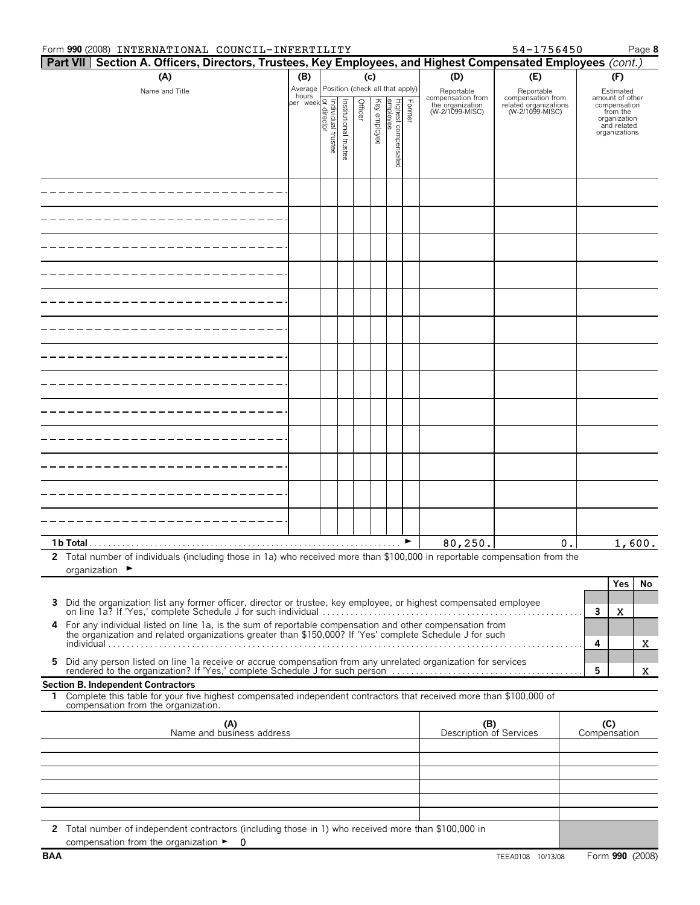Form **990** (2008) INTERNATIONAL COUNCIL-INFERTILITY 54-1756450 Page **8**

## Part VII Section A. Officers, Directors, Trustees, Key Employees, and Highest Compensated Employees *(cont.)*

| (A) Name and Title | (B) Average hours per week | (C) Position (check all that apply): Individual trustee or director | Institutional trustee | Officer | Key employee | Highest compensated employee | Former | (D) Reportable compensation from the organization (W-2/1099-MISC) | (E) Reportable compensation from related organizations (W-2/1099-MISC) | (F) Estimated amount of other compensation from the organization and related organizations |
|---|---|---|---|---|---|---|---|---|---|---|
| | | | | | | | | | | |
| | | | | | | | | | | |
| | | | | | | | | | | |
| | | | | | | | | | | |
| | | | | | | | | | | |
| | | | | | | | | | | |
| | | | | | | | | | | |
| | | | | | | | | | | |
| | | | | | | | | | | |
| | | | | | | | | | | |
| | | | | | | | | | | |
| | | | | | | | | | | |
| | | | | | | | | | | |
| **1b Total** | | | | | | | ► | 80,250. | 0. | 1,600. |

**2** Total number of individuals (including those in 1a) who received more than $100,000 in reportable compensation from the organization ►

| | | Yes | No |
|---|---|---|---|
| **3** Did the organization list any former officer, director or trustee, key employee, or highest compensated employee on line 1a? If 'Yes,' complete Schedule J for such individual | 3 | X | |
| **4** For any individual listed on line 1a, is the sum of reportable compensation and other compensation from the organization and related organizations greater than $150,000? If 'Yes' complete Schedule J for such individual | 4 | | X |
| **5** Did any person listed on line 1a receive or accrue compensation from any unrelated organization for services rendered to the organization? If 'Yes,' complete Schedule J for such person | 5 | | X |

**Section B. Independent Contractors**

**1** Complete this table for your five highest compensated independent contractors that received more than $100,000 of compensation from the organization.

| (A) Name and business address | (B) Description of Services | (C) Compensation |
|---|---|---|
| | | |
| | | |
| | | |
| | | |
| | | |

**2** Total number of independent contractors (including those in 1) who received more than $100,000 in compensation from the organization ► 0

BAA TEEA0108 10/13/08 Form **990** (2008)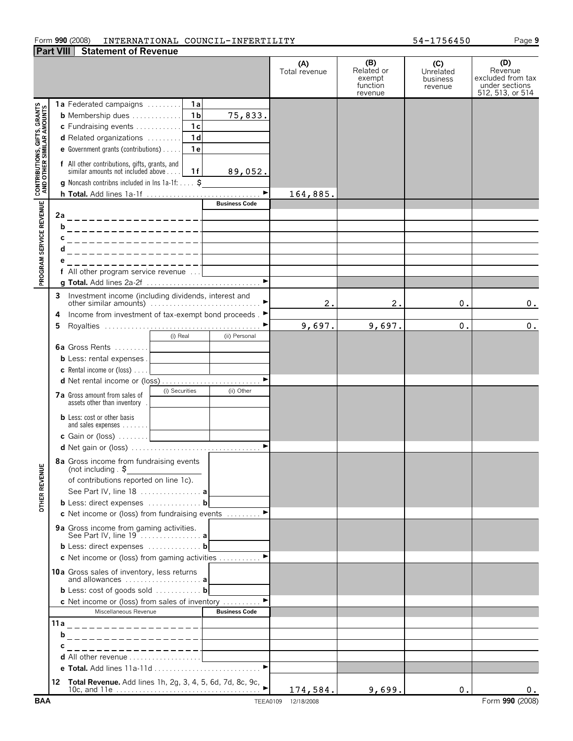Form **990** (2008) INTERNATIONAL COUNCIL-INFERTILITY 54-1756450

## Part VIII Statement of Revenue

| | | | (A) Total revenue | (B) Related or exempt function revenue | (C) Unrelated business revenue | (D) Revenue excluded from tax under sections 512, 513, or 514 |
|---|---|---|---|---|---|---|
| **CONTRIBUTIONS, GIFTS, GRANTS AND OTHER SIMILAR AMOUNTS** | **1a** Federated campaigns | 1a | | | | |
| | **b** Membership dues | 1b 75,833. | | | | |
| | **c** Fundraising events | 1c | | | | |
| | **d** Related organizations | 1d | | | | |
| | **e** Government grants (contributions) | 1e | | | | |
| | **f** All other contributions, gifts, grants, and similar amounts not included above | 1f 89,052. | | | | |
| | **g** Noncash contribns included in lns 1a-1f: $ | | | | | |
| | **h Total.** Add lines 1a-1f | ► | 164,885. | | | |
| **PROGRAM SERVICE REVENUE** | | Business Code | | | | |
| | **2a** | | | | | |
| | **b** | | | | | |
| | **c** | | | | | |
| | **d** | | | | | |
| | **e** | | | | | |
| | **f** All other program service revenue | | | | | |
| | **g Total.** Add lines 2a-2f | ► | | | | |
| **OTHER REVENUE** | **3** Investment income (including dividends, interest and other similar amounts) | ► | 2. | 2. | 0. | 0. |
| | **4** Income from investment of tax-exempt bond proceeds | ► | | | | |
| | **5** Royalties | ► | 9,697. | 9,697. | 0. | 0. |
| | | (i) Real / (ii) Personal | | | | |
| | **6a** Gross Rents | | | | | |
| | **b** Less: rental expenses | | | | | |
| | **c** Rental income or (loss) | | | | | |
| | **d** Net rental income or (loss) | ► | | | | |
| | | (i) Securities / (ii) Other | | | | |
| | **7a** Gross amount from sales of assets other than inventory | | | | | |
| | **b** Less: cost or other basis and sales expenses | | | | | |
| | **c** Gain or (loss) | | | | | |
| | **d** Net gain or (loss) | ► | | | | |
| | **8a** Gross income from fundraising events (not including $ of contributions reported on line 1c). See Part IV, line 18 | a | | | | |
| | **b** Less: direct expenses | b | | | | |
| | **c** Net income or (loss) from fundraising events | ► | | | | |
| | **9a** Gross income from gaming activities. See Part IV, line 19 | a | | | | |
| | **b** Less: direct expenses | b | | | | |
| | **c** Net income or (loss) from gaming activities | ► | | | | |
| | **10a** Gross sales of inventory, less returns and allowances | a | | | | |
| | **b** Less: cost of goods sold | b | | | | |
| | **c** Net income or (loss) from sales of inventory | ► | | | | |
| | Miscellaneous Revenue | Business Code | | | | |
| | **11a** | | | | | |
| | **b** | | | | | |
| | **c** | | | | | |
| | **d** All other revenue | | | | | |
| | **e Total.** Add lines 11a-11d | ► | | | | |
| | **12 Total Revenue.** Add lines 1h, 2g, 3, 4, 5, 6d, 7d, 8c, 9c, 10c, and 11e | ► | 174,584. | 9,699. | 0. | 0. |

BAA TEEA0109 12/18/2008 Form **990** (2008)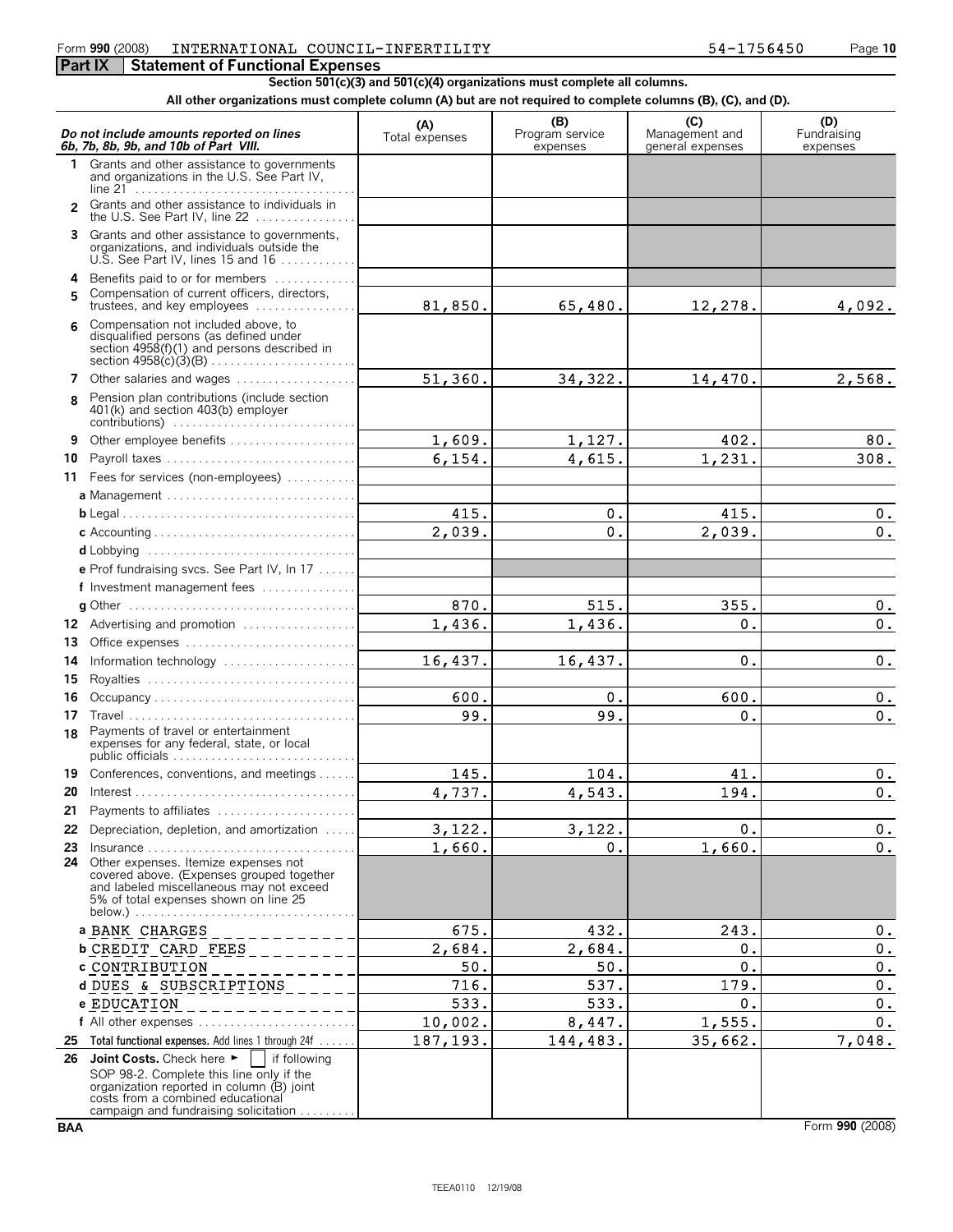Form **990** (2008) INTERNATIONAL COUNCIL-INFERTILITY 54-1756450

## Part IX Statement of Functional Expenses

**Section 501(c)(3) and 501(c)(4) organizations must complete all columns.**

**All other organizations must complete column (A) but are not required to complete columns (B), (C), and (D).**

| *Do not include amounts reported on lines 6b, 7b, 8b, 9b, and 10b of Part VIII.* | (A) Total expenses | (B) Program service expenses | (C) Management and general expenses | (D) Fundraising expenses |
|---|---|---|---|---|
| 1 Grants and other assistance to governments and organizations in the U.S. See Part IV, line 21 | | | | |
| 2 Grants and other assistance to individuals in the U.S. See Part IV, line 22 | | | | |
| 3 Grants and other assistance to governments, organizations, and individuals outside the U.S. See Part IV, lines 15 and 16 | | | | |
| 4 Benefits paid to or for members | | | | |
| 5 Compensation of current officers, directors, trustees, and key employees | 81,850. | 65,480. | 12,278. | 4,092. |
| 6 Compensation not included above, to disqualified persons (as defined under section 4958(f)(1) and persons described in section 4958(c)(3)(B) | | | | |
| 7 Other salaries and wages | 51,360. | 34,322. | 14,470. | 2,568. |
| 8 Pension plan contributions (include section 401(k) and section 403(b) employer contributions) | | | | |
| 9 Other employee benefits | 1,609. | 1,127. | 402. | 80. |
| 10 Payroll taxes | 6,154. | 4,615. | 1,231. | 308. |
| 11 Fees for services (non-employees) | | | | |
| a Management | | | | |
| b Legal | 415. | 0. | 415. | 0. |
| c Accounting | 2,039. | 0. | 2,039. | 0. |
| d Lobbying | | | | |
| e Prof fundraising svcs. See Part IV, ln 17 | | | | |
| f Investment management fees | | | | |
| g Other | 870. | 515. | 355. | 0. |
| 12 Advertising and promotion | 1,436. | 1,436. | 0. | 0. |
| 13 Office expenses | | | | |
| 14 Information technology | 16,437. | 16,437. | 0. | 0. |
| 15 Royalties | | | | |
| 16 Occupancy | 600. | 0. | 600. | 0. |
| 17 Travel | 99. | 99. | 0. | 0. |
| 18 Payments of travel or entertainment expenses for any federal, state, or local public officials | | | | |
| 19 Conferences, conventions, and meetings | 145. | 104. | 41. | 0. |
| 20 Interest | 4,737. | 4,543. | 194. | 0. |
| 21 Payments to affiliates | | | | |
| 22 Depreciation, depletion, and amortization | 3,122. | 3,122. | 0. | 0. |
| 23 Insurance | 1,660. | 0. | 1,660. | 0. |
| 24 Other expenses. Itemize expenses not covered above. (Expenses grouped together and labeled miscellaneous may not exceed 5% of total expenses shown on line 25 below.) | | | | |
| a BANK CHARGES | 675. | 432. | 243. | 0. |
| b CREDIT CARD FEES | 2,684. | 2,684. | 0. | 0. |
| c CONTRIBUTION | 50. | 50. | 0. | 0. |
| d DUES & SUBSCRIPTIONS | 716. | 537. | 179. | 0. |
| e EDUCATION | 533. | 533. | 0. | 0. |
| f All other expenses | 10,002. | 8,447. | 1,555. | 0. |
| 25 **Total functional expenses.** Add lines 1 through 24f | 187,193. | 144,483. | 35,662. | 7,048. |
| 26 **Joint Costs.** Check here ► [ ] if following SOP 98-2. Complete this line only if the organization reported in column (B) joint costs from a combined educational campaign and fundraising solicitation | | | | |

BAA Form **990** (2008)

TEEA0110 12/19/08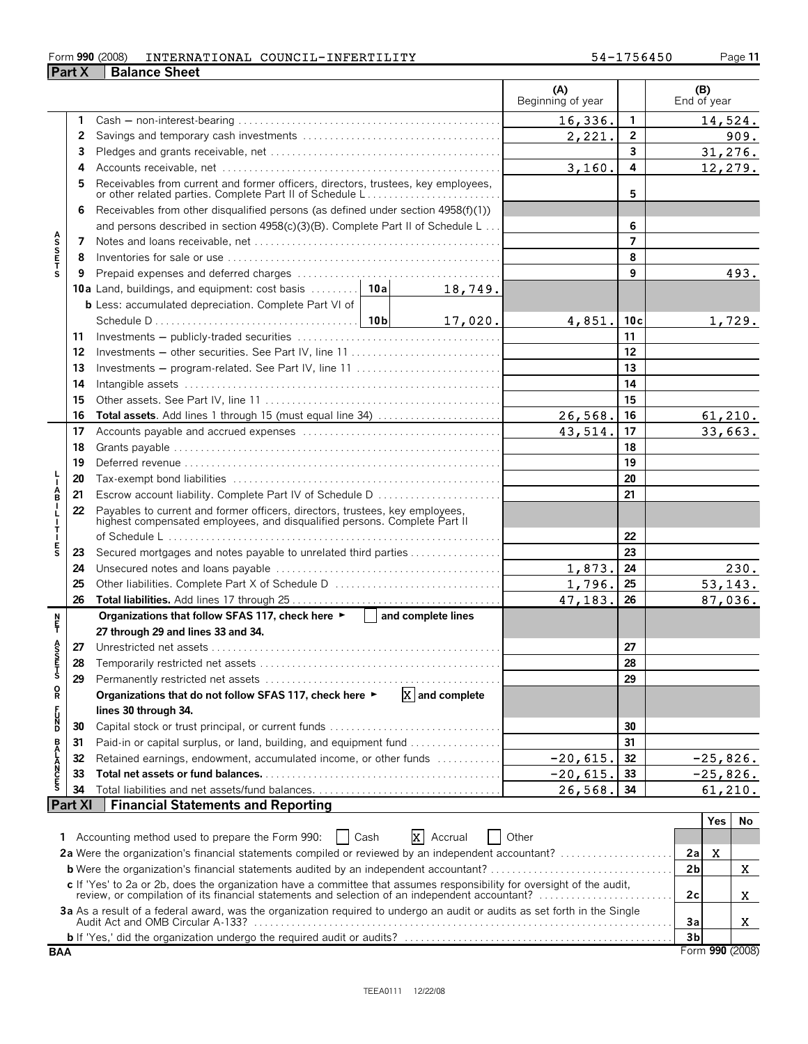Form 990 (2008) INTERNATIONAL COUNCIL-INFERTILITY 54-1756450

## Part X Balance Sheet

| | | | (A) Beginning of year | | (B) End of year |
|---|---|---|---|---|---|
| **ASSETS** | 1 | Cash — non-interest-bearing | 16,336. | 1 | 14,524. |
| | 2 | Savings and temporary cash investments | 2,221. | 2 | 909. |
| | 3 | Pledges and grants receivable, net | | 3 | 31,276. |
| | 4 | Accounts receivable, net | 3,160. | 4 | 12,279. |
| | 5 | Receivables from current and former officers, directors, trustees, key employees, or other related parties. Complete Part II of Schedule L | | 5 | |
| | 6 | Receivables from other disqualified persons (as defined under section 4958(f)(1)) and persons described in section 4958(c)(3)(B). Complete Part II of Schedule L | | 6 | |
| | 7 | Notes and loans receivable, net | | 7 | |
| | 8 | Inventories for sale or use | | 8 | |
| | 9 | Prepaid expenses and deferred charges | | 9 | 493. |
| | 10a | Land, buildings, and equipment: cost basis — 10a: 18,749. | | | |
| | b | Less: accumulated depreciation. Complete Part VI of Schedule D — 10b: 17,020. | 4,851. | 10c | 1,729. |
| | 11 | Investments — publicly-traded securities | | 11 | |
| | 12 | Investments — other securities. See Part IV, line 11 | | 12 | |
| | 13 | Investments — program-related. See Part IV, line 11 | | 13 | |
| | 14 | Intangible assets | | 14 | |
| | 15 | Other assets. See Part IV, line 11 | | 15 | |
| | 16 | **Total assets.** Add lines 1 through 15 (must equal line 34) | 26,568. | 16 | 61,210. |
| **LIABILITIES** | 17 | Accounts payable and accrued expenses | 43,514. | 17 | 33,663. |
| | 18 | Grants payable | | 18 | |
| | 19 | Deferred revenue | | 19 | |
| | 20 | Tax-exempt bond liabilities | | 20 | |
| | 21 | Escrow account liability. Complete Part IV of Schedule D | | 21 | |
| | 22 | Payables to current and former officers, directors, trustees, key employees, highest compensated employees, and disqualified persons. Complete Part II of Schedule L | | 22 | |
| | 23 | Secured mortgages and notes payable to unrelated third parties | | 23 | |
| | 24 | Unsecured notes and loans payable | 1,873. | 24 | 230. |
| | 25 | Other liabilities. Complete Part X of Schedule D | 1,796. | 25 | 53,143. |
| | 26 | **Total liabilities.** Add lines 17 through 25 | 47,183. | 26 | 87,036. |
| **NET ASSETS OR FUND BALANCES** | | **Organizations that follow SFAS 117, check here ► [ ] and complete lines 27 through 29 and lines 33 and 34.** | | | |
| | 27 | Unrestricted net assets | | 27 | |
| | 28 | Temporarily restricted net assets | | 28 | |
| | 29 | Permanently restricted net assets | | 29 | |
| | | **Organizations that do not follow SFAS 117, check here ► [X] and complete lines 30 through 34.** | | | |
| | 30 | Capital stock or trust principal, or current funds | | 30 | |
| | 31 | Paid-in or capital surplus, or land, building, and equipment fund | | 31 | |
| | 32 | Retained earnings, endowment, accumulated income, or other funds | -20,615. | 32 | -25,826. |
| | 33 | **Total net assets or fund balances.** | -20,615. | 33 | -25,826. |
| | 34 | Total liabilities and net assets/fund balances. | 26,568. | 34 | 61,210. |

## Part XI Financial Statements and Reporting

| | | Yes | No |
|---|---|---|---|
| **1** Accounting method used to prepare the Form 990: [ ] Cash [X] Accrual [ ] Other | | | |
| **2a** Were the organization's financial statements compiled or reviewed by an independent accountant? | 2a | X | |
| **b** Were the organization's financial statements audited by an independent accountant? | 2b | | X |
| **c** If 'Yes' to 2a or 2b, does the organization have a committee that assumes responsibility for oversight of the audit, review, or compilation of its financial statements and selection of an independent accountant? | 2c | | X |
| **3a** As a result of a federal award, was the organization required to undergo an audit or audits as set forth in the Single Audit Act and OMB Circular A-133? | 3a | | X |
| **b** If 'Yes,' did the organization undergo the required audit or audits? | 3b | | |

BAA Form **990** (2008)

TEEA0111 12/22/08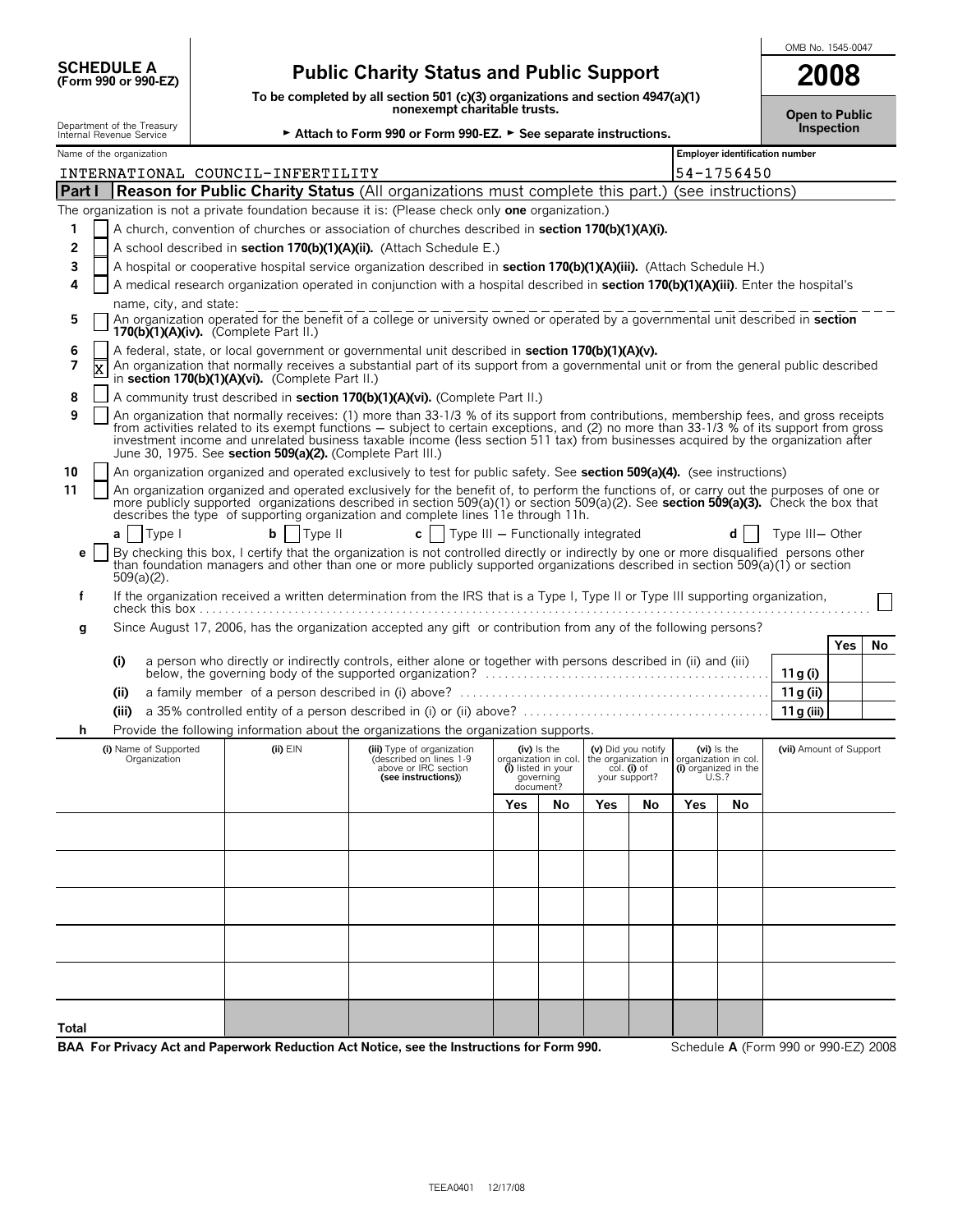**SCHEDULE A**
**(Form 990 or 990-EZ)**

Department of the Treasury
Internal Revenue Service

# Public Charity Status and Public Support

**To be completed by all section 501 (c)(3) organizations and section 4947(a)(1) nonexempt charitable trusts.**

► **Attach to Form 990 or Form 990-EZ.** ► **See separate instructions.**

OMB No. 1545-0047

**2008**

**Open to Public Inspection**

Name of the organization: INTERNATIONAL COUNCIL-INFERTILITY

Employer identification number: 54-1756450

## Part I Reason for Public Charity Status (All organizations must complete this part.) (see instructions)

The organization is not a private foundation because it is: (Please check only **one** organization.)

1. [ ] A church, convention of churches or association of churches described in **section 170(b)(1)(A)(i).**
2. [ ] A school described in **section 170(b)(1)(A)(ii).** (Attach Schedule E.)
3. [ ] A hospital or cooperative hospital service organization described in **section 170(b)(1)(A)(iii).** (Attach Schedule H.)
4. [ ] A medical research organization operated in conjunction with a hospital described in **section 170(b)(1)(A)(iii)**. Enter the hospital's name, city, and state:
5. [ ] An organization operated for the benefit of a college or university owned or operated by a governmental unit described in **section 170(b)(1)(A)(iv).** (Complete Part II.)
6. [ ] A federal, state, or local government or governmental unit described in **section 170(b)(1)(A)(v).**
7. [X] An organization that normally receives a substantial part of its support from a governmental unit or from the general public described in **section 170(b)(1)(A)(vi).** (Complete Part II.)
8. [ ] A community trust described in **section 170(b)(1)(A)(vi).** (Complete Part II.)
9. [ ] An organization that normally receives: (1) more than 33-1/3 % of its support from contributions, membership fees, and gross receipts from activities related to its exempt functions — subject to certain exceptions, and (2) no more than 33-1/3 % of its support from gross investment income and unrelated business taxable income (less section 511 tax) from businesses acquired by the organization after June 30, 1975. See **section 509(a)(2).** (Complete Part III.)
10. [ ] An organization organized and operated exclusively to test for public safety. See **section 509(a)(4).** (see instructions)
11. [ ] An organization organized and operated exclusively for the benefit of, to perform the functions of, or carry out the purposes of one or more publicly supported organizations described in section 509(a)(1) or section 509(a)(2). See **section 509(a)(3).** Check the box that describes the type of supporting organization and complete lines 11e through 11h.

   **a** [ ] Type I  **b** [ ] Type II  **c** [ ] Type III — Functionally integrated  **d** [ ] Type III— Other

   **e** [ ] By checking this box, I certify that the organization is not controlled directly or indirectly by one or more disqualified persons other than foundation managers and other than one or more publicly supported organizations described in section 509(a)(1) or section 509(a)(2).

   **f** If the organization received a written determination from the IRS that is a Type I, Type II or Type III supporting organization, check this box [ ]

   **g** Since August 17, 2006, has the organization accepted any gift or contribution from any of the following persons?

| | | | Yes | No |
|---|---|---|---|---|
| (i) | a person who directly or indirectly controls, either alone or together with persons described in (ii) and (iii) below, the governing body of the supported organization? | 11g (i) | | |
| (ii) | a family member of a person described in (i) above? | 11g (ii) | | |
| (iii) | a 35% controlled entity of a person described in (i) or (ii) above? | 11g (iii) | | |

   **h** Provide the following information about the organizations the organization supports.

| (i) Name of Supported Organization | (ii) EIN | (iii) Type of organization (described on lines 1-9 above or IRC section (see instructions)) | (iv) Is the organization in col. (i) listed in your governing document? | | (v) Did you notify the organization in col. (i) of your support? | | (vi) Is the organization in col. (i) organized in the U.S.? | | (vii) Amount of Support |
|---|---|---|---|---|---|---|---|---|---|
| | | | Yes | No | Yes | No | Yes | No | |
| | | | | | | | | | |
| | | | | | | | | | |
| | | | | | | | | | |
| | | | | | | | | | |
| | | | | | | | | | |
| **Total** | | | | | | | | | |

**BAA For Privacy Act and Paperwork Reduction Act Notice, see the Instructions for Form 990.**

Schedule **A** (Form 990 or 990-EZ) 2008

TEEA0401 12/17/08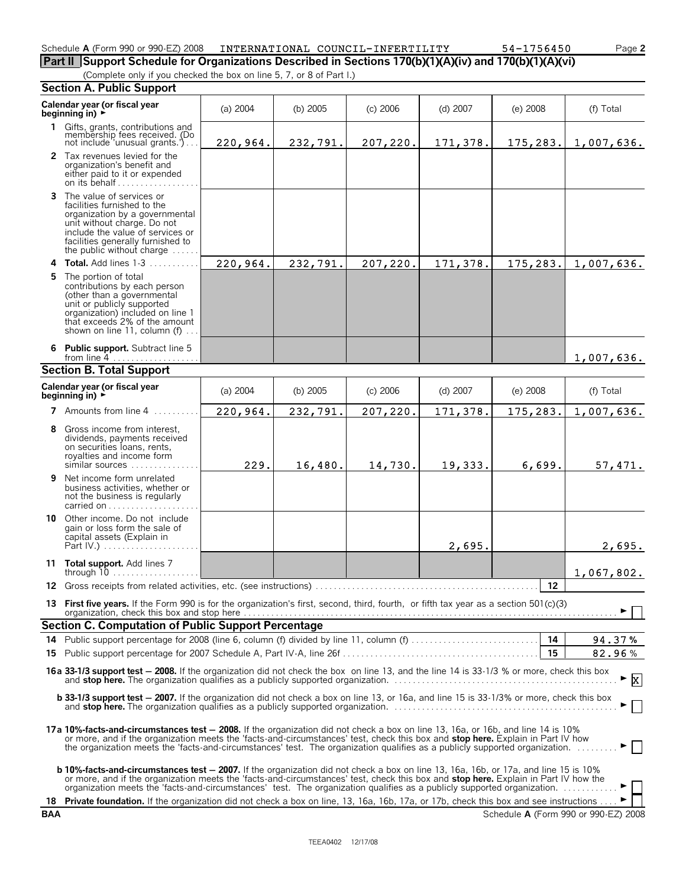Schedule A (Form 990 or 990-EZ) 2008 INTERNATIONAL COUNCIL-INFERTILITY 54-1756450 Page **2**

## Part II Support Schedule for Organizations Described in Sections 170(b)(1)(A)(iv) and 170(b)(1)(A)(vi)

(Complete only if you checked the box on line 5, 7, or 8 of Part I.)

### Section A. Public Support

| Calendar year (or fiscal year beginning in) ► | (a) 2004 | (b) 2005 | (c) 2006 | (d) 2007 | (e) 2008 | (f) Total |
|---|---|---|---|---|---|---|
| **1** Gifts, grants, contributions and membership fees received. (Do not include 'unusual grants.') | 220,964. | 232,791. | 207,220. | 171,378. | 175,283. | 1,007,636. |
| **2** Tax revenues levied for the organization's benefit and either paid to it or expended on its behalf | | | | | | |
| **3** The value of services or facilities furnished to the organization by a governmental unit without charge. Do not include the value of services or facilities generally furnished to the public without charge | | | | | | |
| **4 Total.** Add lines 1-3 | 220,964. | 232,791. | 207,220. | 171,378. | 175,283. | 1,007,636. |
| **5** The portion of total contributions by each person (other than a governmental unit or publicly supported organization) included on line 1 that exceeds 2% of the amount shown on line 11, column (f) | | | | | | |
| **6 Public support.** Subtract line 5 from line 4 | | | | | | 1,007,636. |

### Section B. Total Support

| Calendar year (or fiscal year beginning in) ► | (a) 2004 | (b) 2005 | (c) 2006 | (d) 2007 | (e) 2008 | (f) Total |
|---|---|---|---|---|---|---|
| **7** Amounts from line 4 | 220,964. | 232,791. | 207,220. | 171,378. | 175,283. | 1,007,636. |
| **8** Gross income from interest, dividends, payments received on securities loans, rents, royalties and income form similar sources | 229. | 16,480. | 14,730. | 19,333. | 6,699. | 57,471. |
| **9** Net income form unrelated business activities, whether or not the business is regularly carried on | | | | | | |
| **10** Other income. Do not include gain or loss form the sale of capital assets (Explain in Part IV.) | | | | 2,695. | | 2,695. |
| **11 Total support.** Add lines 7 through 10 | | | | | | 1,067,802. |

**12** Gross receipts from related activities, etc. (see instructions) **12**

**13 First five years.** If the Form 990 is for the organization's first, second, third, fourth, or fifth tax year as a section 501(c)(3) organization, check this box and stop here ► ☐

### Section C. Computation of Public Support Percentage

**14** Public support percentage for 2008 (line 6, column (f) divided by line 11, column (f) **14** 94.37 %

**15** Public support percentage for 2007 Schedule A, Part IV-A, line 26f **15** 82.96 %

**16a 33-1/3 support test — 2008.** If the organization did not check the box on line 13, and the line 14 is 33-1/3 % or more, check this box and **stop here.** The organization qualifies as a publicly supported organization. ► ☒

**b 33-1/3 support test — 2007.** If the organization did not check a box on line 13, or 16a, and line 15 is 33-1/3% or more, check this box and **stop here.** The organization qualifies as a publicly supported organization. ► ☐

**17a 10%-facts-and-circumstances test — 2008.** If the organization did not check a box on line 13, 16a, or 16b, and line 14 is 10% or more, and if the organization meets the 'facts-and-circumstances' test, check this box and **stop here.** Explain in Part IV how the organization meets the 'facts-and-circumstances' test. The organization qualifies as a publicly supported organization. ► ☐

**b 10%-facts-and-circumstances test — 2007.** If the organization did not check a box on line 13, 16a, 16b, or 17a, and line 15 is 10% or more, and if the organization meets the 'facts-and-circumstances' test, check this box and **stop here.** Explain in Part IV how the organization meets the 'facts-and-circumstances' test. The organization qualifies as a publicly supported organization. ► ☐

**18 Private foundation.** If the organization did not check a box on line, 13, 16a, 16b, 17a, or 17b, check this box and see instructions ► ☐

**BAA** Schedule **A** (Form 990 or 990-EZ) 2008

TEEA0402 12/17/08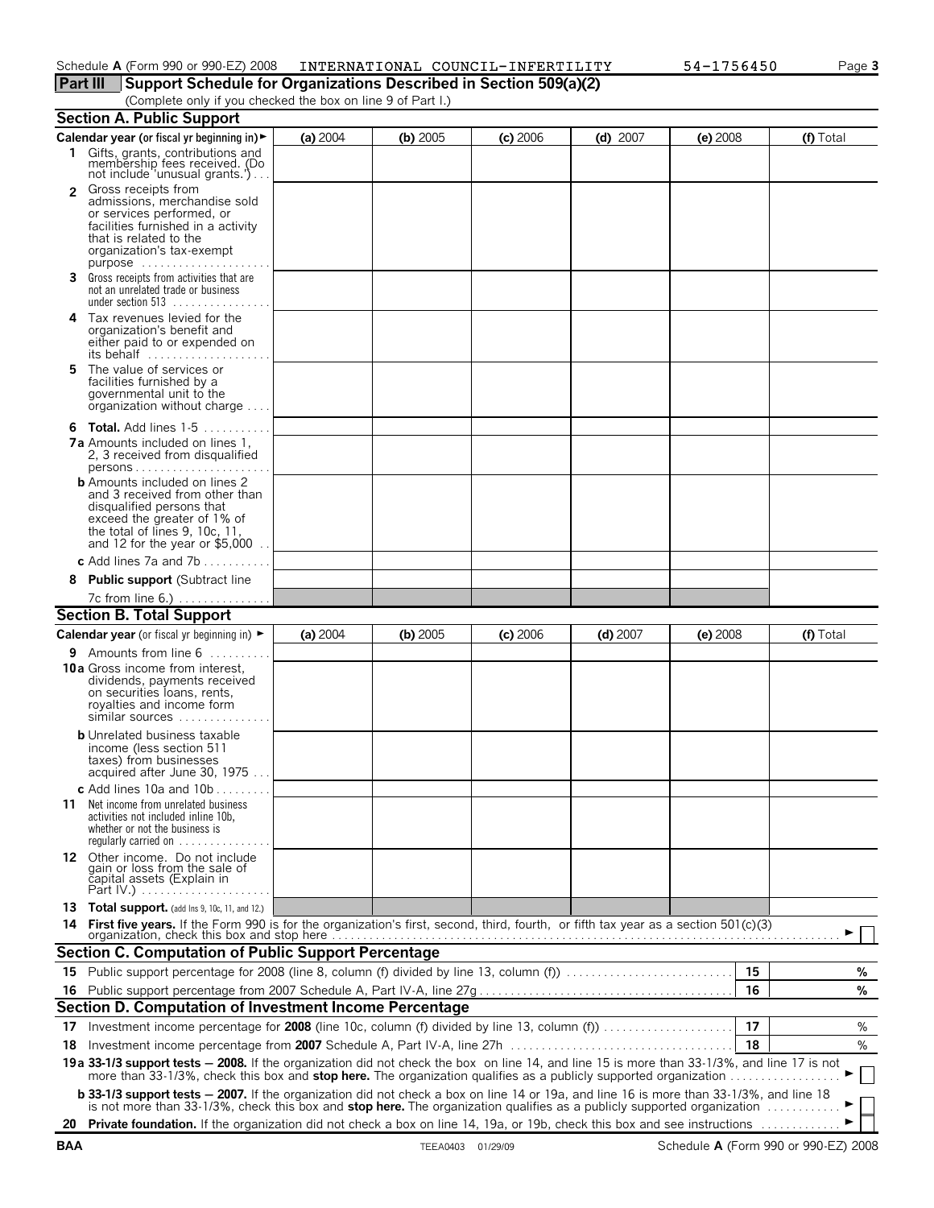Schedule **A** (Form 990 or 990-EZ) 2008 INTERNATIONAL COUNCIL-INFERTILITY 54-1756450 Page **3**

## Part III Support Schedule for Organizations Described in Section 509(a)(2)

(Complete only if you checked the box on line 9 of Part I.)

### Section A. Public Support

| Calendar year (or fiscal yr beginning in) ► | (a) 2004 | (b) 2005 | (c) 2006 | (d) 2007 | (e) 2008 | (f) Total |
|---|---|---|---|---|---|---|
| **1** Gifts, grants, contributions and membership fees received. (Do not include 'unusual grants.') | | | | | | |
| **2** Gross receipts from admissions, merchandise sold or services performed, or facilities furnished in a activity that is related to the organization's tax-exempt purpose | | | | | | |
| **3** Gross receipts from activities that are not an unrelated trade or business under section 513 | | | | | | |
| **4** Tax revenues levied for the organization's benefit and either paid to or expended on its behalf | | | | | | |
| **5** The value of services or facilities furnished by a governmental unit to the organization without charge | | | | | | |
| **6** **Total.** Add lines 1-5 | | | | | | |
| **7a** Amounts included on lines 1, 2, 3 received from disqualified persons | | | | | | |
| **b** Amounts included on lines 2 and 3 received from other than disqualified persons that exceed the greater of 1% of the total of lines 9, 10c, 11, and 12 for the year or $5,000 | | | | | | |
| **c** Add lines 7a and 7b | | | | | | |
| **8** **Public support** (Subtract line 7c from line 6.) | | | | | | |

### Section B. Total Support

| Calendar year (or fiscal yr beginning in) ► | (a) 2004 | (b) 2005 | (c) 2006 | (d) 2007 | (e) 2008 | (f) Total |
|---|---|---|---|---|---|---|
| **9** Amounts from line 6 | | | | | | |
| **10a** Gross income from interest, dividends, payments received on securities loans, rents, royalties and income form similar sources | | | | | | |
| **b** Unrelated business taxable income (less section 511 taxes) from businesses acquired after June 30, 1975 | | | | | | |
| **c** Add lines 10a and 10b | | | | | | |
| **11** Net income from unrelated business activities not included inline 10b, whether or not the business is regularly carried on | | | | | | |
| **12** Other income. Do not include gain or loss from the sale of capital assets (Explain in Part IV.) | | | | | | |
| **13** **Total support.** (add lns 9, 10c, 11, and 12.) | | | | | | |

**14** **First five years.** If the Form 990 is for the organization's first, second, third, fourth, or fifth tax year as a section 501(c)(3) organization, check this box and stop here ► ☐

### Section C. Computation of Public Support Percentage

| | | | |
|---|---|---|---|
| **15** | Public support percentage for 2008 (line 8, column (f) divided by line 13, column (f)) | **15** | % |
| **16** | Public support percentage from 2007 Schedule A, Part IV-A, line 27g | **16** | % |

### Section D. Computation of Investment Income Percentage

| | | | |
|---|---|---|---|
| **17** | Investment income percentage for **2008** (line 10c, column (f) divided by line 13, column (f)) | **17** | % |
| **18** | Investment income percentage from **2007** Schedule A, Part IV-A, line 27h | **18** | % |

**19a 33-1/3 support tests — 2008.** If the organization did not check the box on line 14, and line 15 is more than 33-1/3%, and line 17 is not more than 33-1/3%, check this box and **stop here.** The organization qualifies as a publicly supported organization ► ☐

**b 33-1/3 support tests — 2007.** If the organization did not check a box on line 14 or 19a, and line 16 is more than 33-1/3%, and line 18 is not more than 33-1/3%, check this box and **stop here.** The organization qualifies as a publicly supported organization ► ☐

**20** **Private foundation.** If the organization did not check a box on line 14, 19a, or 19b, check this box and see instructions ► ☐

BAA TEEA0403 01/29/09 Schedule **A** (Form 990 or 990-EZ) 2008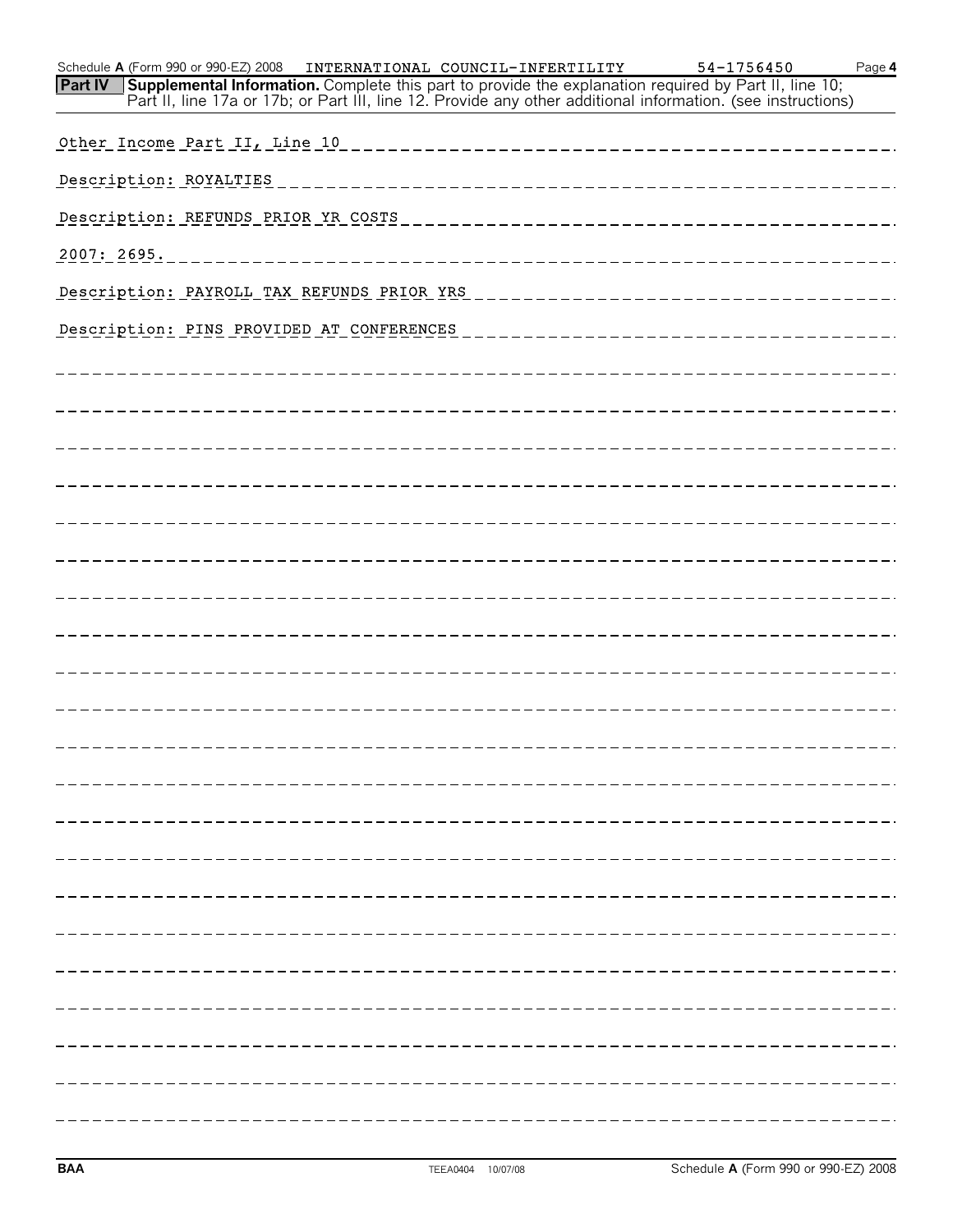Schedule A (Form 990 or 990-EZ) 2008 INTERNATIONAL COUNCIL-INFERTILITY 54-1756450

**Part IV Supplemental Information.** Complete this part to provide the explanation required by Part II, line 10; Part II, line 17a or 17b; or Part III, line 12. Provide any other additional information. (see instructions)

Other Income Part II, Line 10

Description: ROYALTIES

Description: REFUNDS PRIOR YR COSTS

2007: 2695.

Description: PAYROLL TAX REFUNDS PRIOR YRS

Description: PINS PROVIDED AT CONFERENCES

BAA TEEA0404 10/07/08 Schedule A (Form 990 or 990-EZ) 2008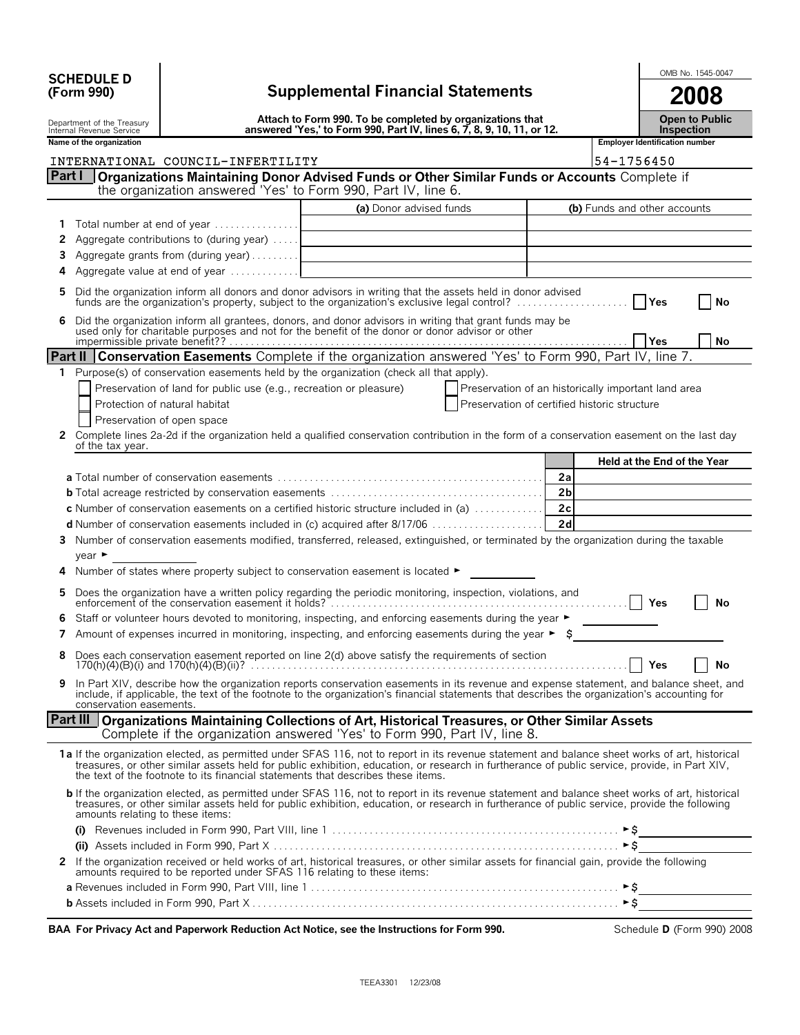# SCHEDULE D (Form 990)

Department of the Treasury
Internal Revenue Service

## Supplemental Financial Statements

**Attach to Form 990. To be completed by organizations that answered 'Yes,' to Form 990, Part IV, lines 6, 7, 8, 9, 10, 11, or 12.**

OMB No. 1545-0047

**2008**

**Open to Public Inspection**

**Name of the organization**: INTERNATIONAL COUNCIL-INFERTILITY

**Employer Identification number**: 54-1756450

### Part I Organizations Maintaining Donor Advised Funds or Other Similar Funds or Accounts
Complete if the organization answered 'Yes' to Form 990, Part IV, line 6.

| | | (a) Donor advised funds | (b) Funds and other accounts |
|---|---|---|---|
| 1 | Total number at end of year | | |
| 2 | Aggregate contributions to (during year) | | |
| 3 | Aggregate grants from (during year) | | |
| 4 | Aggregate value at end of year | | |

**5** Did the organization inform all donors and donor advisors in writing that the assets held in donor advised funds are the organization's property, subject to the organization's exclusive legal control? ☐ Yes ☐ No

**6** Did the organization inform all grantees, donors, and donor advisors in writing that grant funds may be used only for charitable purposes and not for the benefit of the donor or donor advisor or other impermissible private benefit?? ☐ Yes ☐ No

### Part II Conservation Easements
Complete if the organization answered 'Yes' to Form 990, Part IV, line 7.

**1** Purpose(s) of conservation easements held by the organization (check all that apply).

- ☐ Preservation of land for public use (e.g., recreation or pleasure)
- ☐ Protection of natural habitat
- ☐ Preservation of open space
- ☐ Preservation of an historically important land area
- ☐ Preservation of certified historic structure

**2** Complete lines 2a-2d if the organization held a qualified conservation contribution in the form of a conservation easement on the last day of the tax year.

| | | Held at the End of the Year |
|---|---|---|
| **a** Total number of conservation easements | 2a | |
| **b** Total acreage restricted by conservation easements | 2b | |
| **c** Number of conservation easements on a certified historic structure included in (a) | 2c | |
| **d** Number of conservation easements included in (c) acquired after 8/17/06 | 2d | |

**3** Number of conservation easements modified, transferred, released, extinguished, or terminated by the organization during the taxable year ► ______

**4** Number of states where property subject to conservation easement is located ► ______

**5** Does the organization have a written policy regarding the periodic monitoring, inspection, violations, and enforcement of the conservation easement it holds? ☐ Yes ☐ No

**6** Staff or volunteer hours devoted to monitoring, inspecting, and enforcing easements during the year ► ______

**7** Amount of expenses incurred in monitoring, inspecting, and enforcing easements during the year ► $ ______

**8** Does each conservation easement reported on line 2(d) above satisfy the requirements of section 170(h)(4)(B)(i) and 170(h)(4)(B)(ii)? ☐ Yes ☐ No

**9** In Part XIV, describe how the organization reports conservation easements in its revenue and expense statement, and balance sheet, and include, if applicable, the text of the footnote to the organization's financial statements that describes the organization's accounting for conservation easements.

### Part III Organizations Maintaining Collections of Art, Historical Treasures, or Other Similar Assets
Complete if the organization answered 'Yes' to Form 990, Part IV, line 8.

**1a** If the organization elected, as permitted under SFAS 116, not to report in its revenue statement and balance sheet works of art, historical treasures, or other similar assets held for public exhibition, education, or research in furtherance of public service, provide, in Part XIV, the text of the footnote to its financial statements that describes these items.

**b** If the organization elected, as permitted under SFAS 116, not to report in its revenue statement and balance sheet works of art, historical treasures, or other similar assets held for public exhibition, education, or research in furtherance of public service, provide the following amounts relating to these items:

**(i)** Revenues included in Form 990, Part VIII, line 1 ► $ ______

**(ii)** Assets included in Form 990, Part X ► $ ______

**2** If the organization received or held works of art, historical treasures, or other similar assets for financial gain, provide the following amounts required to be reported under SFAS 116 relating to these items:

**a** Revenues included in Form 990, Part VIII, line 1 ► $ ______

**b** Assets included in Form 990, Part X ► $ ______

**BAA For Privacy Act and Paperwork Reduction Act Notice, see the Instructions for Form 990.** Schedule **D** (Form 990) 2008

TEEA3301 12/23/08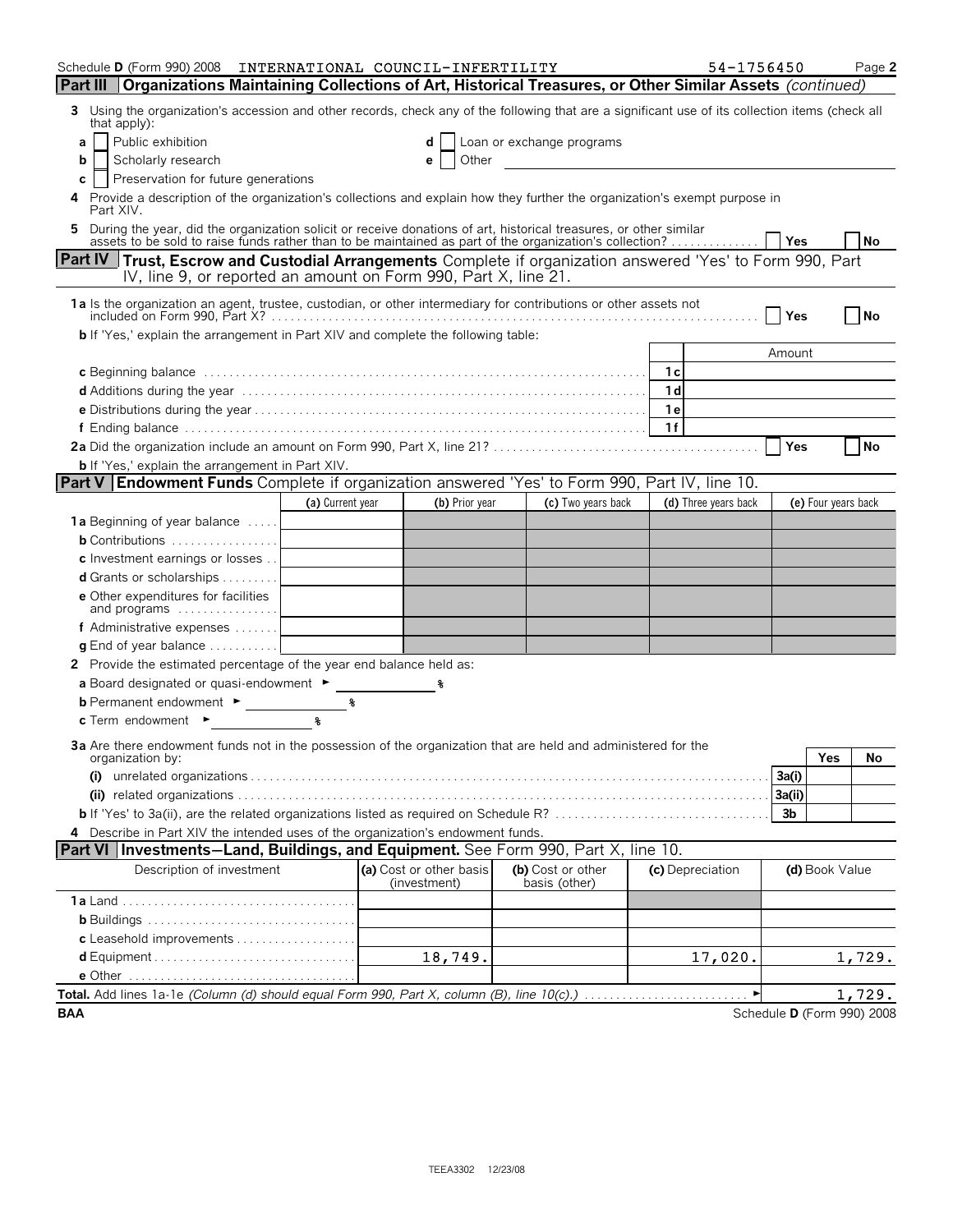Schedule D (Form 990) 2008 INTERNATIONAL COUNCIL-INFERTILITY 54-1756450 Page 2

## Part III Organizations Maintaining Collections of Art, Historical Treasures, or Other Similar Assets *(continued)*

**3** Using the organization's accession and other records, check any of the following that are a significant use of its collection items (check all that apply):

- **a** ☐ Public exhibition
- **b** ☐ Scholarly research
- **c** ☐ Preservation for future generations
- **d** ☐ Loan or exchange programs
- **e** ☐ Other

**4** Provide a description of the organization's collections and explain how they further the organization's exempt purpose in Part XIV.

**5** During the year, did the organization solicit or receive donations of art, historical treasures, or other similar assets to be sold to raise funds rather than to be maintained as part of the organization's collection? ☐ Yes ☐ No

## Part IV Trust, Escrow and Custodial Arrangements
Complete if organization answered 'Yes' to Form 990, Part IV, line 9, or reported an amount on Form 990, Part X, line 21.

**1a** Is the organization an agent, trustee, custodian, or other intermediary for contributions or other assets not included on Form 990, Part X? ☐ Yes ☐ No

**b** If 'Yes,' explain the arrangement in Part XIV and complete the following table:

| | | Amount |
|---|---|---|
| **c** Beginning balance | 1c | |
| **d** Additions during the year | 1d | |
| **e** Distributions during the year | 1e | |
| **f** Ending balance | 1f | |

**2a** Did the organization include an amount on Form 990, Part X, line 21? ☐ Yes ☐ No

**b** If 'Yes,' explain the arrangement in Part XIV.

## Part V Endowment Funds
Complete if organization answered 'Yes' to Form 990, Part IV, line 10.

| | (a) Current year | (b) Prior year | (c) Two years back | (d) Three years back | (e) Four years back |
|---|---|---|---|---|---|
| **1a** Beginning of year balance | | | | | |
| **b** Contributions | | | | | |
| **c** Investment earnings or losses | | | | | |
| **d** Grants or scholarships | | | | | |
| **e** Other expenditures for facilities and programs | | | | | |
| **f** Administrative expenses | | | | | |
| **g** End of year balance | | | | | |

**2** Provide the estimated percentage of the year end balance held as:

**a** Board designated or quasi-endowment ► %

**b** Permanent endowment ► %

**c** Term endowment ► %

**3a** Are there endowment funds not in the possession of the organization that are held and administered for the organization by:

| | | Yes | No |
|---|---|---|---|
| **(i)** unrelated organizations | 3a(i) | | |
| **(ii)** related organizations | 3a(ii) | | |
| **b** If 'Yes' to 3a(ii), are the related organizations listed as required on Schedule R? | 3b | | |

**4** Describe in Part XIV the intended uses of the organization's endowment funds.

## Part VI Investments—Land, Buildings, and Equipment.
See Form 990, Part X, line 10.

| Description of investment | (a) Cost or other basis (investment) | (b) Cost or other basis (other) | (c) Depreciation | (d) Book Value |
|---|---|---|---|---|
| **1a** Land | | | | |
| **b** Buildings | | | | |
| **c** Leasehold improvements | | | | |
| **d** Equipment | 18,749. | | 17,020. | 1,729. |
| **e** Other | | | | |

**Total.** Add lines 1a-1e *(Column (d) should equal Form 990, Part X, column (B), line 10(c).)* ► 1,729.

BAA Schedule D (Form 990) 2008

TEEA3302 12/23/08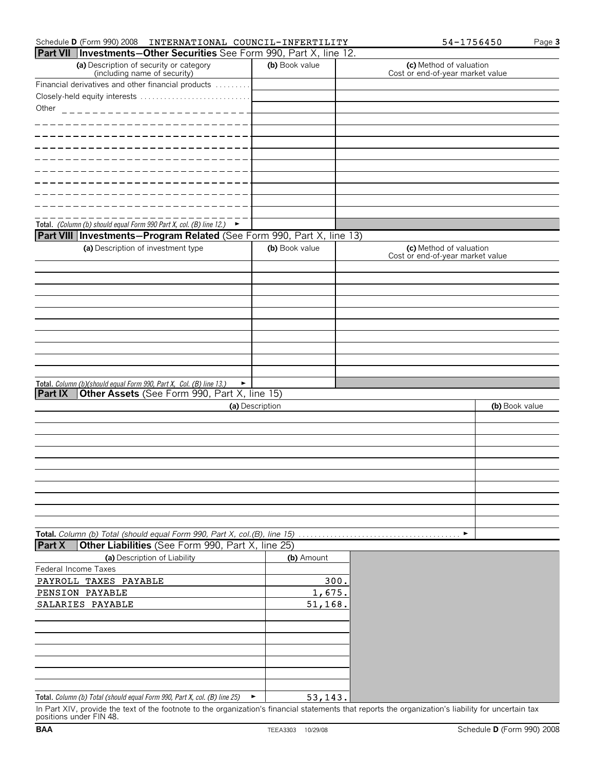Schedule D (Form 990) 2008 INTERNATIONAL COUNCIL-INFERTILITY 54-1756450 Page 3

## Part VII Investments—Other Securities See Form 990, Part X, line 12.

| (a) Description of security or category (including name of security) | (b) Book value | (c) Method of valuation Cost or end-of-year market value |
|---|---|---|
| Financial derivatives and other financial products | | |
| Closely-held equity interests | | |
| Other | | |
| | | |
| | | |
| | | |
| | | |
| | | |
| | | |
| | | |
| | | |
| **Total.** *(Column (b) should equal Form 990 Part X, col. (B) line 12.)* ► | | |

## Part VIII Investments—Program Related (See Form 990, Part X, line 13)

| (a) Description of investment type | (b) Book value | (c) Method of valuation Cost or end-of-year market value |
|---|---|---|
| | | |
| | | |
| | | |
| | | |
| | | |
| | | |
| | | |
| | | |
| | | |
| | | |
| **Total.** *Column (b)(should equal Form 990, Part X, Col. (B) line 13.)* ► | | |

## Part IX Other Assets (See Form 990, Part X, line 15)

| (a) Description | (b) Book value |
|---|---|
| | |
| | |
| | |
| | |
| | |
| | |
| | |
| | |
| | |
| | |
| **Total.** *Column (b) Total (should equal Form 990, Part X, col.(B), line 15)* ► | |

## Part X Other Liabilities (See Form 990, Part X, line 25)

| (a) Description of Liability | (b) Amount |
|---|---|
| Federal Income Taxes | |
| PAYROLL TAXES PAYABLE | 300. |
| PENSION PAYABLE | 1,675. |
| SALARIES PAYABLE | 51,168. |
| | |
| | |
| | |
| | |
| | |
| | |
| | |
| **Total.** *Column (b) Total (should equal Form 990, Part X, col. (B) line 25)* ► | 53,143. |

In Part XIV, provide the text of the footnote to the organization's financial statements that reports the organization's liability for uncertain tax positions under FIN 48.

BAA TEEA3303 10/29/08 Schedule D (Form 990) 2008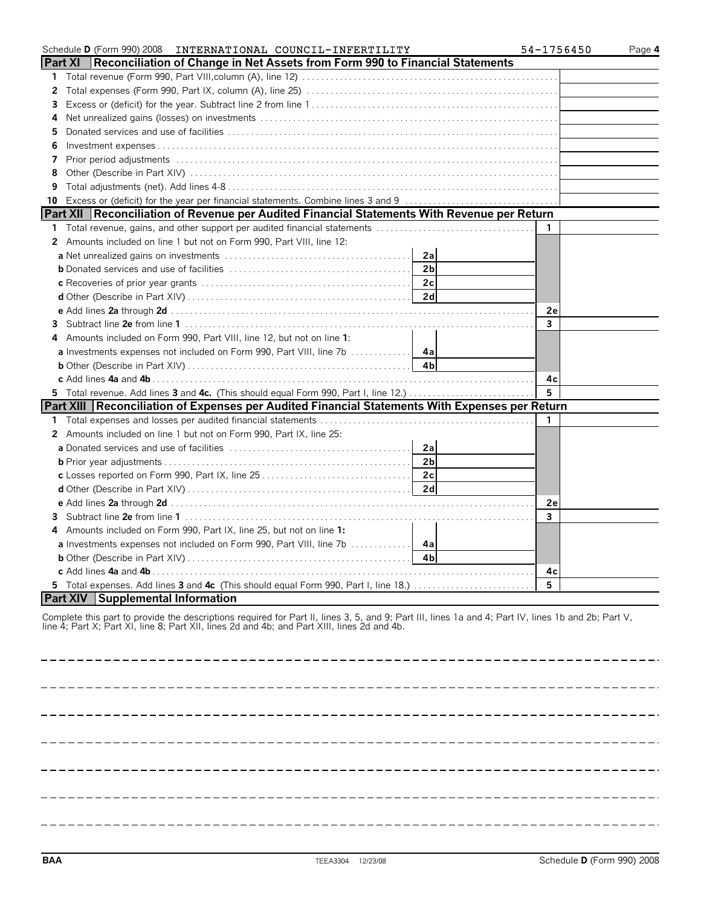Schedule **D** (Form 990) 2008 INTERNATIONAL COUNCIL-INFERTILITY 54-1756450

## Part XI Reconciliation of Change in Net Assets from Form 990 to Financial Statements

| | | |
|---|---|---|
| **1** | Total revenue (Form 990, Part VIII, column (A), line 12) | |
| **2** | Total expenses (Form 990, Part IX, column (A), line 25) | |
| **3** | Excess or (deficit) for the year. Subtract line 2 from line 1 | |
| **4** | Net unrealized gains (losses) on investments | |
| **5** | Donated services and use of facilities | |
| **6** | Investment expenses | |
| **7** | Prior period adjustments | |
| **8** | Other (Describe in Part XIV) | |
| **9** | Total adjustments (net). Add lines 4-8 | |
| **10** | Excess or (deficit) for the year per financial statements. Combine lines 3 and 9 | |

## Part XII Reconciliation of Revenue per Audited Financial Statements With Revenue per Return

| | | | | | |
|---|---|---|---|---|---|
| **1** | Total revenue, gains, and other support per audited financial statements | | | **1** | |
| **2** | Amounts included on line 1 but not on Form 990, Part VIII, line 12: | | | | |
| | **a** Net unrealized gains on investments | **2a** | | | |
| | **b** Donated services and use of facilities | **2b** | | | |
| | **c** Recoveries of prior year grants | **2c** | | | |
| | **d** Other (Describe in Part XIV) | **2d** | | | |
| | **e** Add lines **2a** through **2d** | | | **2e** | |
| **3** | Subtract line **2e** from line **1** | | | **3** | |
| **4** | Amounts included on Form 990, Part VIII, line 12, but not on line **1**: | | | | |
| | **a** Investments expenses not included on Form 990, Part VIII, line 7b | **4a** | | | |
| | **b** Other (Describe in Part XIV) | **4b** | | | |
| | **c** Add lines **4a** and **4b** | | | **4c** | |
| **5** | Total revenue. Add lines **3** and **4c.** (This should equal Form 990, Part I, line 12.) | | | **5** | |

## Part XIII Reconciliation of Expenses per Audited Financial Statements With Expenses per Return

| | | | | | |
|---|---|---|---|---|---|
| **1** | Total expenses and losses per audited financial statements | | | **1** | |
| **2** | Amounts included on line 1 but not on Form 990, Part IX, line 25: | | | | |
| | **a** Donated services and use of facilities | **2a** | | | |
| | **b** Prior year adjustments | **2b** | | | |
| | **c** Losses reported on Form 990, Part IX, line 25 | **2c** | | | |
| | **d** Other (Describe in Part XIV) | **2d** | | | |
| | **e** Add lines **2a** through **2d** | | | **2e** | |
| **3** | Subtract line **2e** from line **1** | | | **3** | |
| **4** | Amounts included on Form 990, Part IX, line 25, but not on line **1:** | | | | |
| | **a** Investments expenses not included on Form 990, Part VIII, line 7b | **4a** | | | |
| | **b** Other (Describe in Part XIV) | **4b** | | | |
| | **c** Add lines **4a** and **4b** | | | **4c** | |
| **5** | Total expenses. Add lines **3** and **4c** (This should equal Form 990, Part I, line 18.) | | | **5** | |

## Part XIV Supplemental Information

Complete this part to provide the descriptions required for Part II, lines 3, 5, and 9; Part III, lines 1a and 4; Part IV, lines 1b and 2b; Part V, line 4; Part X; Part XI, line 8; Part XII, lines 2d and 4b; and Part XIII, lines 2d and 4b.

BAA TEEA3304 12/23/08 Schedule **D** (Form 990) 2008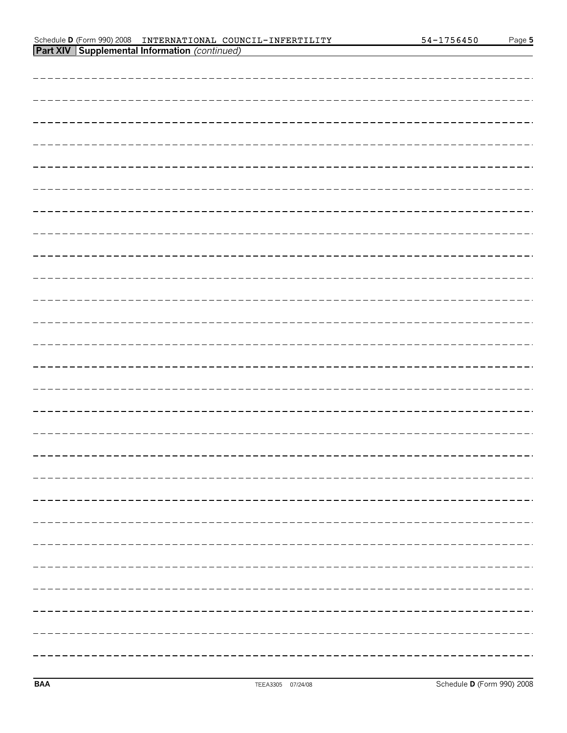Schedule **D** (Form 990) 2008 INTERNATIONAL COUNCIL-INFERTILITY 54-1756450

**Part XIV** **Supplemental Information** *(continued)*

BAA TEEA3305 07/24/08 Schedule **D** (Form 990) 2008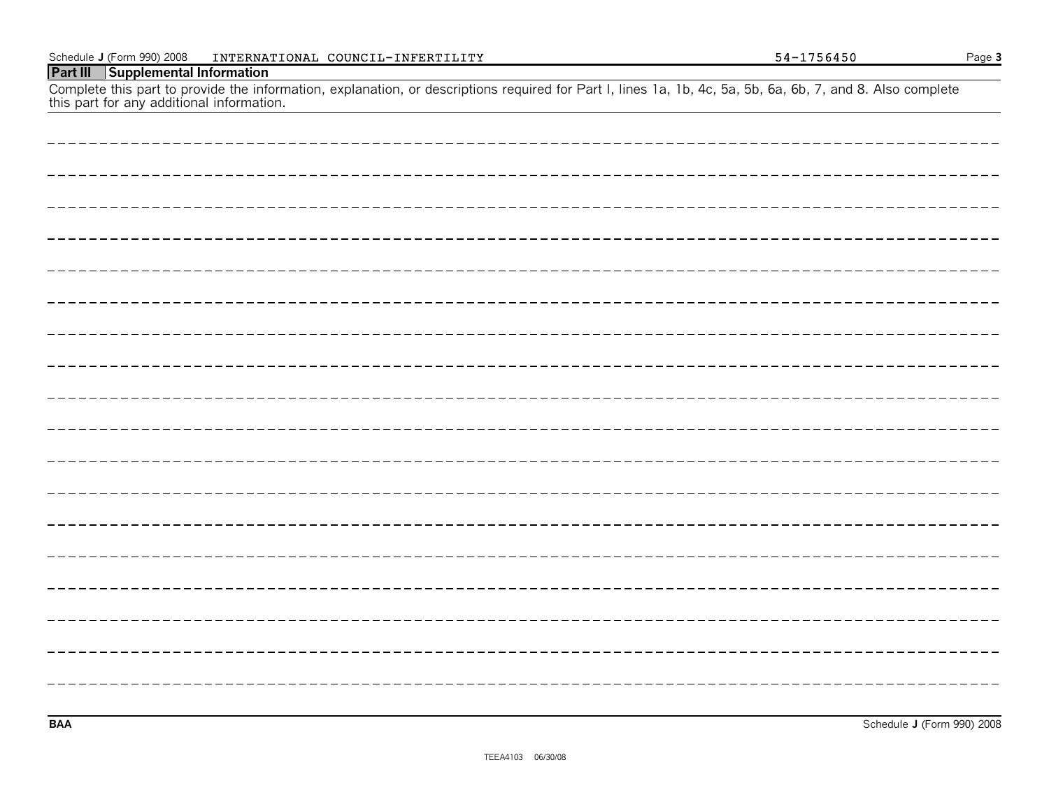Schedule **J** (Form 990) 2008 INTERNATIONAL COUNCIL-INFERTILITY 54-1756450

## Part III Supplemental Information

Complete this part to provide the information, explanation, or descriptions required for Part I, lines 1a, 1b, 4c, 5a, 5b, 6a, 6b, 7, and 8. Also complete this part for any additional information.

**BAA** Schedule **J** (Form 990) 2008

TEEA4103 06/30/08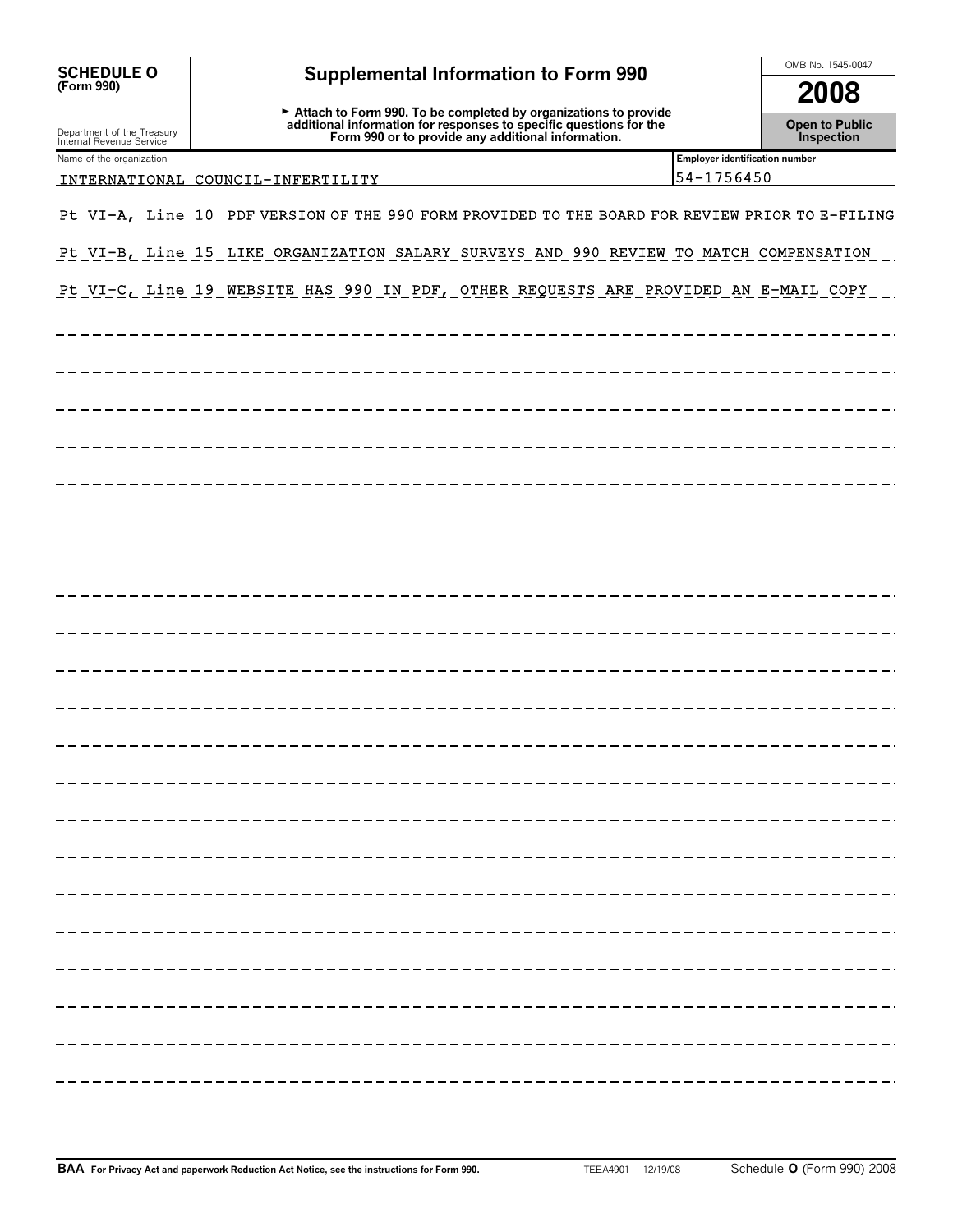**SCHEDULE O (Form 990)**

Department of the Treasury
Internal Revenue Service

# Supplemental Information to Form 990

► Attach to Form 990. To be completed by organizations to provide additional information for responses to specific questions for the Form 990 or to provide any additional information.

OMB No. 1545-0047

**2008**

**Open to Public Inspection**

| Name of the organization | Employer identification number |
|---|---|
| INTERNATIONAL COUNCIL-INFERTILITY | 54-1756450 |

Pt VI-A, Line 10 PDF VERSION OF THE 990 FORM PROVIDED TO THE BOARD FOR REVIEW PRIOR TO E-FILING

Pt VI-B, Line 15 LIKE ORGANIZATION SALARY SURVEYS AND 990 REVIEW TO MATCH COMPENSATION

Pt VI-C, Line 19 WEBSITE HAS 990 IN PDF, OTHER REQUESTS ARE PROVIDED AN E-MAIL COPY

**BAA** For Privacy Act and paperwork Reduction Act Notice, see the instructions for Form 990. TEEA4901 12/19/08 Schedule **O** (Form 990) 2008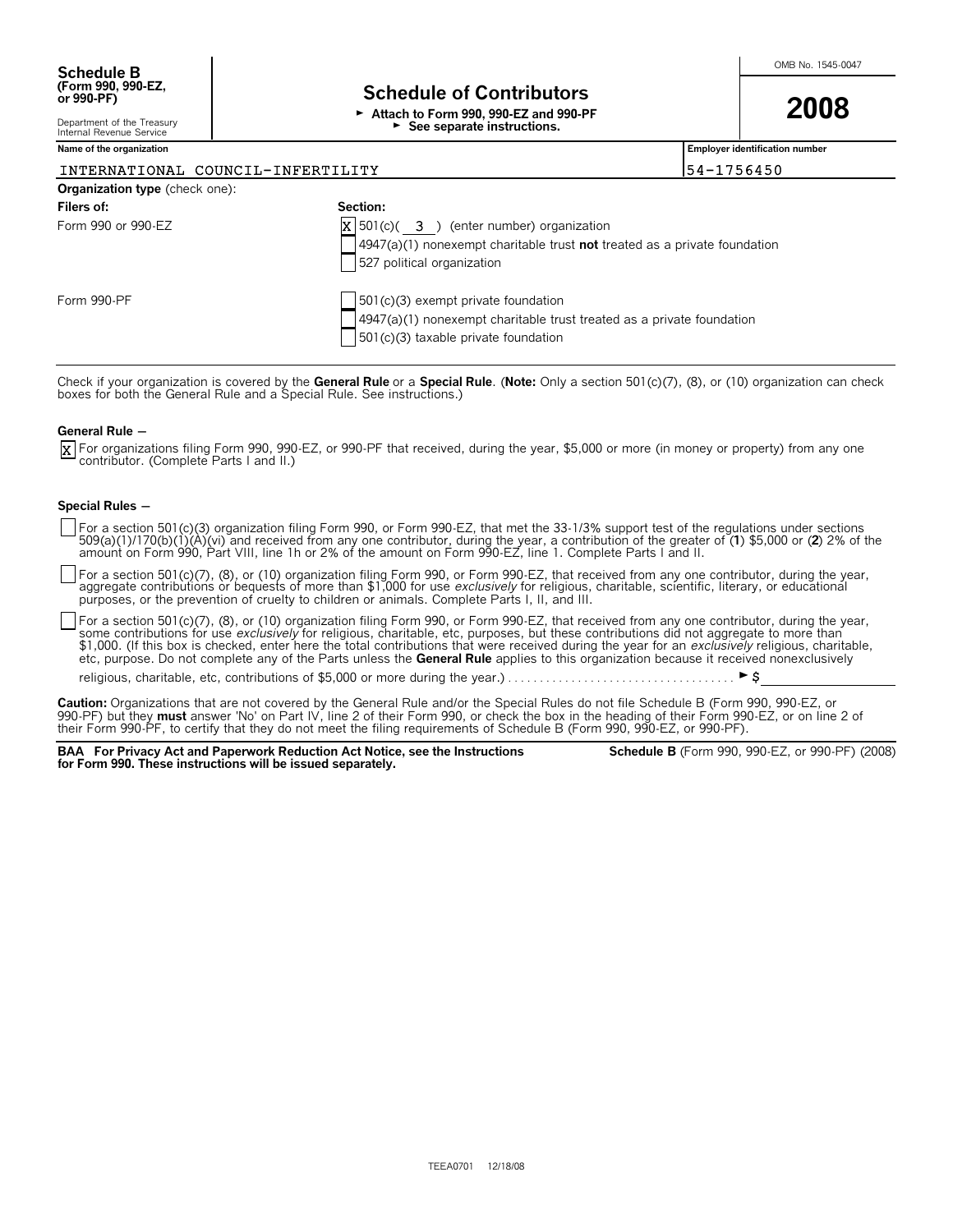**Schedule B**
**(Form 990, 990-EZ, or 990-PF)**

Department of the Treasury
Internal Revenue Service

# Schedule of Contributors

► **Attach to Form 990, 990-EZ and 990-PF**
► **See separate instructions.**

OMB No. 1545-0047

**2008**

| Name of the organization | Employer identification number |
|---|---|
| INTERNATIONAL COUNCIL-INFERTILITY | 54-1756450 |

**Organization type** (check one):

**Filers of:** **Section:**

Form 990 or 990-EZ

- [X] 501(c)( 3 ) (enter number) organization
- [ ] 4947(a)(1) nonexempt charitable trust **not** treated as a private foundation
- [ ] 527 political organization

Form 990-PF

- [ ] 501(c)(3) exempt private foundation
- [ ] 4947(a)(1) nonexempt charitable trust treated as a private foundation
- [ ] 501(c)(3) taxable private foundation

Check if your organization is covered by the **General Rule** or a **Special Rule**. (**Note:** Only a section 501(c)(7), (8), or (10) organization can check boxes for both the General Rule and a Special Rule. See instructions.)

**General Rule —**

- [X] For organizations filing Form 990, 990-EZ, or 990-PF that received, during the year, $5,000 or more (in money or property) from any one contributor. (Complete Parts I and II.)

**Special Rules —**

- [ ] For a section 501(c)(3) organization filing Form 990, or Form 990-EZ, that met the 33-1/3% support test of the regulations under sections 509(a)(1)/170(b)(1)(A)(vi) and received from any one contributor, during the year, a contribution of the greater of (**1**) $5,000 or (**2**) 2% of the amount on Form 990, Part VIII, line 1h or 2% of the amount on Form 990-EZ, line 1. Complete Parts I and II.
- [ ] For a section 501(c)(7), (8), or (10) organization filing Form 990, or Form 990-EZ, that received from any one contributor, during the year, aggregate contributions or bequests of more than $1,000 for use *exclusively* for religious, charitable, scientific, literary, or educational purposes, or the prevention of cruelty to children or animals. Complete Parts I, II, and III.
- [ ] For a section 501(c)(7), (8), or (10) organization filing Form 990, or Form 990-EZ, that received from any one contributor, during the year, some contributions for use *exclusively* for religious, charitable, etc, purposes, but these contributions did not aggregate to more than $1,000. (If this box is checked, enter here the total contributions that were received during the year for an *exclusively* religious, charitable, etc, purpose. Do not complete any of the Parts unless the **General Rule** applies to this organization because it received nonexclusively religious, charitable, etc, contributions of $5,000 or more during the year.) . . . . . . . . . . . . . . . . . . . . . . . . . . . . . . . . . . . ► $

**Caution:** Organizations that are not covered by the General Rule and/or the Special Rules do not file Schedule B (Form 990, 990-EZ, or 990-PF) but they **must** answer 'No' on Part IV, line 2 of their Form 990, or check the box in the heading of their Form 990-EZ, or on line 2 of their Form 990-PF, to certify that they do not meet the filing requirements of Schedule B (Form 990, 990-EZ, or 990-PF).

**BAA For Privacy Act and Paperwork Reduction Act Notice, see the Instructions for Form 990. These instructions will be issued separately.**

**Schedule B** (Form 990, 990-EZ, or 990-PF) (2008)

TEEA0701 12/18/08